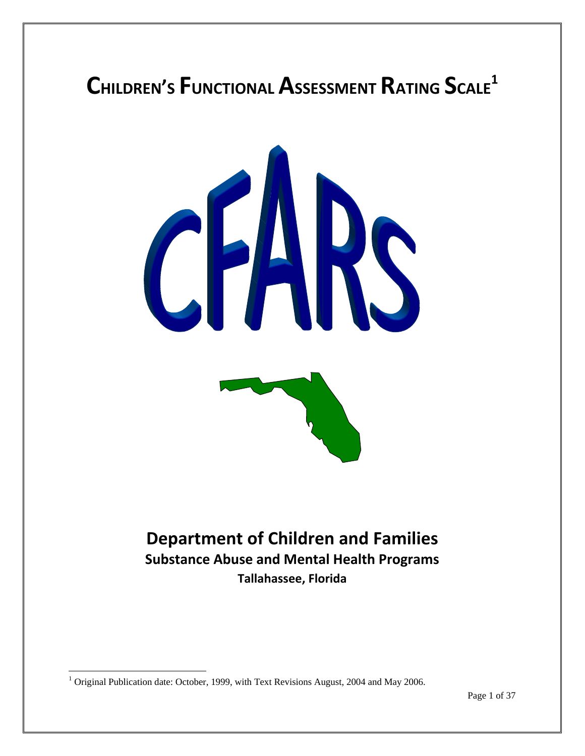# CHILDREN'S FUNCTIONAL ASSESSMENT RATING SCALE[1]

CFARS

## Department of Children and Families

### Substance Abuse and Mental Health Programs

**Tallahassee, Florida**

---

[1] Original Publication date: October, 1999, with Text Revisions August, 2004 and May 2006.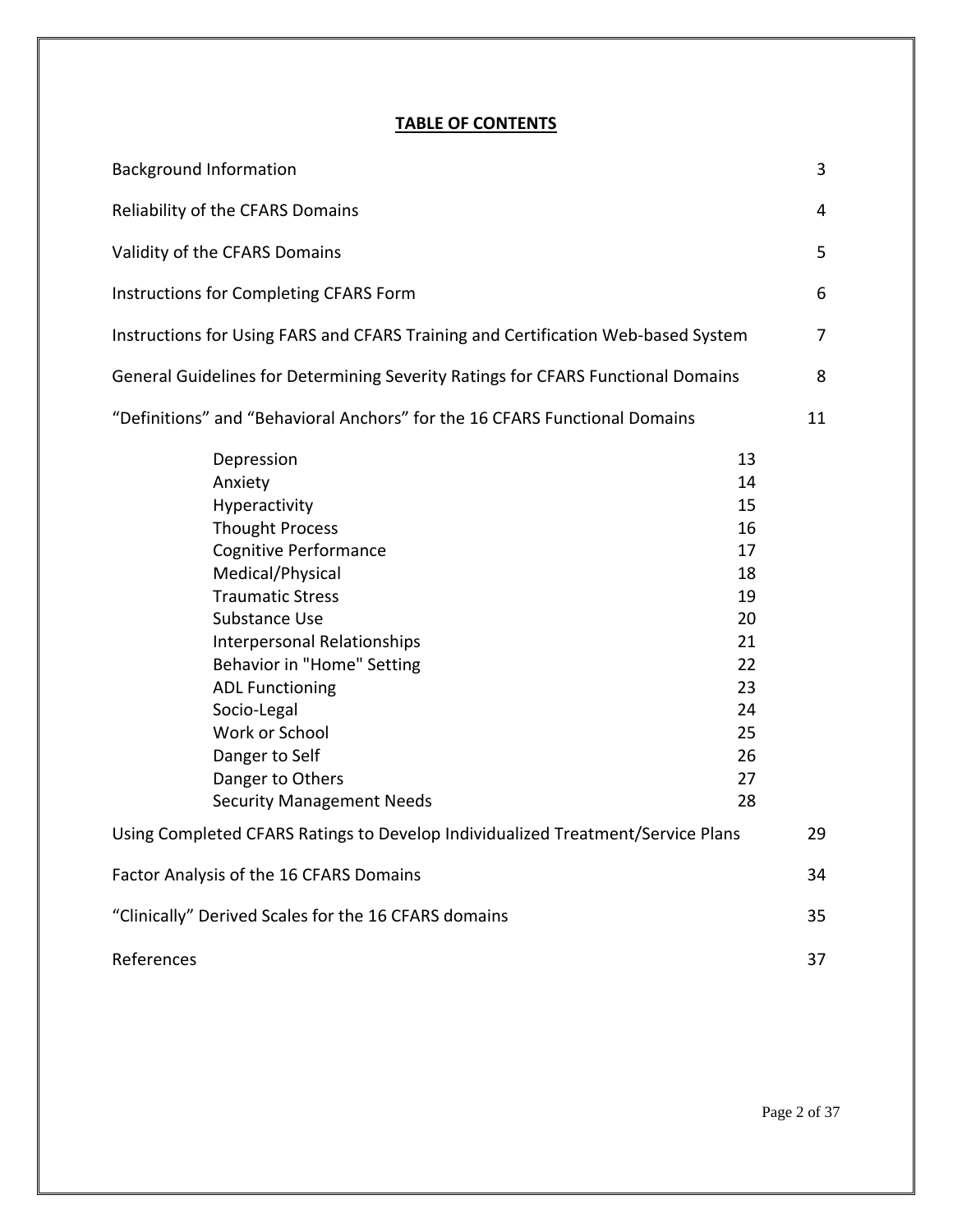## TABLE OF CONTENTS

| | |
|---|---|
| Background Information | 3 |
| Reliability of the CFARS Domains | 4 |
| Validity of the CFARS Domains | 5 |
| Instructions for Completing CFARS Form | 6 |
| Instructions for Using FARS and CFARS Training and Certification Web-based System | 7 |
| General Guidelines for Determining Severity Ratings for CFARS Functional Domains | 8 |
| "Definitions" and "Behavioral Anchors" for the 16 CFARS Functional Domains | 11 |
| Depression | 13 |
| Anxiety | 14 |
| Hyperactivity | 15 |
| Thought Process | 16 |
| Cognitive Performance | 17 |
| Medical/Physical | 18 |
| Traumatic Stress | 19 |
| Substance Use | 20 |
| Interpersonal Relationships | 21 |
| Behavior in "Home" Setting | 22 |
| ADL Functioning | 23 |
| Socio-Legal | 24 |
| Work or School | 25 |
| Danger to Self | 26 |
| Danger to Others | 27 |
| Security Management Needs | 28 |
| Using Completed CFARS Ratings to Develop Individualized Treatment/Service Plans | 29 |
| Factor Analysis of the 16 CFARS Domains | 34 |
| "Clinically" Derived Scales for the 16 CFARS domains | 35 |
| References | 37 |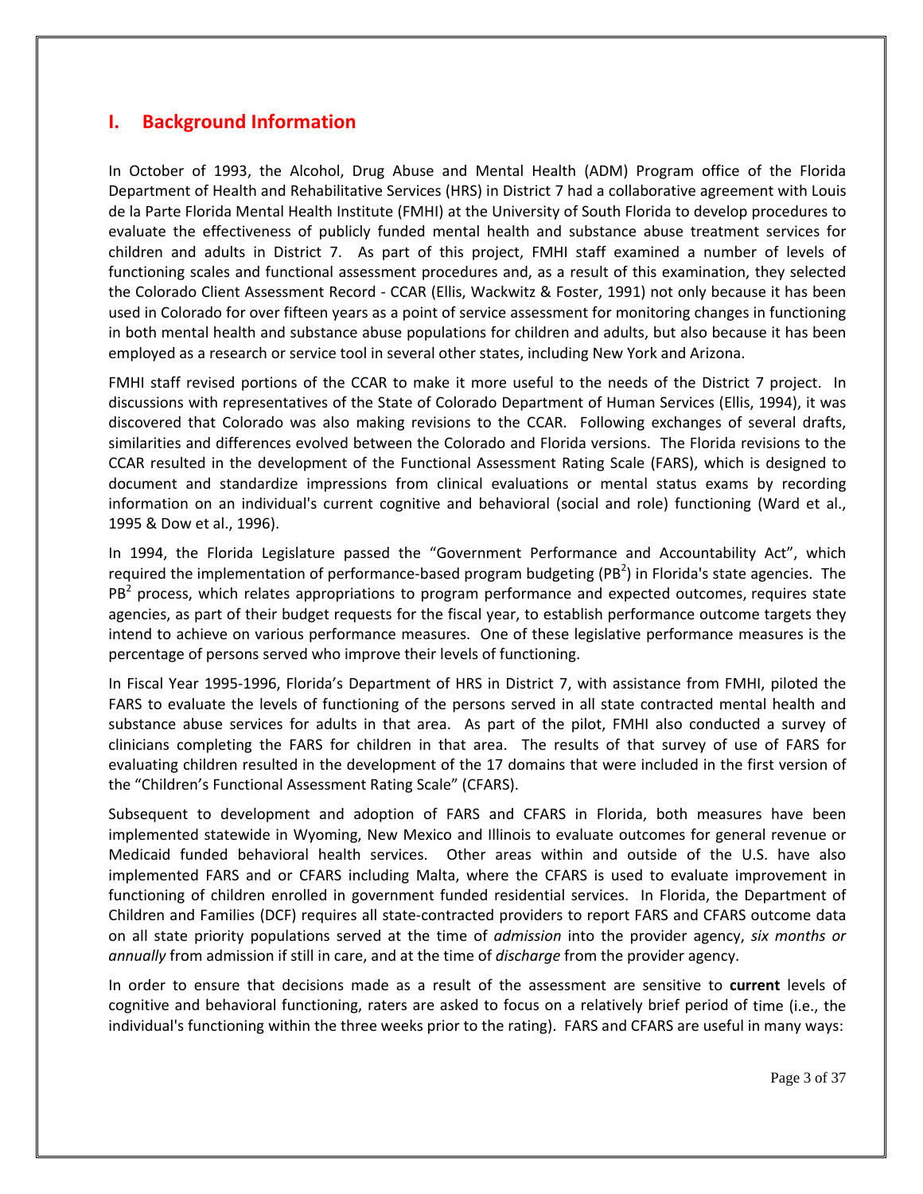## I. Background Information

In October of 1993, the Alcohol, Drug Abuse and Mental Health (ADM) Program office of the Florida Department of Health and Rehabilitative Services (HRS) in District 7 had a collaborative agreement with Louis de la Parte Florida Mental Health Institute (FMHI) at the University of South Florida to develop procedures to evaluate the effectiveness of publicly funded mental health and substance abuse treatment services for children and adults in District 7. As part of this project, FMHI staff examined a number of levels of functioning scales and functional assessment procedures and, as a result of this examination, they selected the Colorado Client Assessment Record - CCAR (Ellis, Wackwitz & Foster, 1991) not only because it has been used in Colorado for over fifteen years as a point of service assessment for monitoring changes in functioning in both mental health and substance abuse populations for children and adults, but also because it has been employed as a research or service tool in several other states, including New York and Arizona.

FMHI staff revised portions of the CCAR to make it more useful to the needs of the District 7 project. In discussions with representatives of the State of Colorado Department of Human Services (Ellis, 1994), it was discovered that Colorado was also making revisions to the CCAR. Following exchanges of several drafts, similarities and differences evolved between the Colorado and Florida versions. The Florida revisions to the CCAR resulted in the development of the Functional Assessment Rating Scale (FARS), which is designed to document and standardize impressions from clinical evaluations or mental status exams by recording information on an individual's current cognitive and behavioral (social and role) functioning (Ward et al., 1995 & Dow et al., 1996).

In 1994, the Florida Legislature passed the "Government Performance and Accountability Act", which required the implementation of performance-based program budgeting ($PB^2$) in Florida's state agencies. The $PB^2$ process, which relates appropriations to program performance and expected outcomes, requires state agencies, as part of their budget requests for the fiscal year, to establish performance outcome targets they intend to achieve on various performance measures. One of these legislative performance measures is the percentage of persons served who improve their levels of functioning.

In Fiscal Year 1995-1996, Florida's Department of HRS in District 7, with assistance from FMHI, piloted the FARS to evaluate the levels of functioning of the persons served in all state contracted mental health and substance abuse services for adults in that area. As part of the pilot, FMHI also conducted a survey of clinicians completing the FARS for children in that area. The results of that survey of use of FARS for evaluating children resulted in the development of the 17 domains that were included in the first version of the "Children's Functional Assessment Rating Scale" (CFARS).

Subsequent to development and adoption of FARS and CFARS in Florida, both measures have been implemented statewide in Wyoming, New Mexico and Illinois to evaluate outcomes for general revenue or Medicaid funded behavioral health services. Other areas within and outside of the U.S. have also implemented FARS and or CFARS including Malta, where the CFARS is used to evaluate improvement in functioning of children enrolled in government funded residential services. In Florida, the Department of Children and Families (DCF) requires all state-contracted providers to report FARS and CFARS outcome data on all state priority populations served at the time of *admission* into the provider agency, *six months or annually* from admission if still in care, and at the time of *discharge* from the provider agency.

In order to ensure that decisions made as a result of the assessment are sensitive to **current** levels of cognitive and behavioral functioning, raters are asked to focus on a relatively brief period of time (i.e., the individual's functioning within the three weeks prior to the rating). FARS and CFARS are useful in many ways: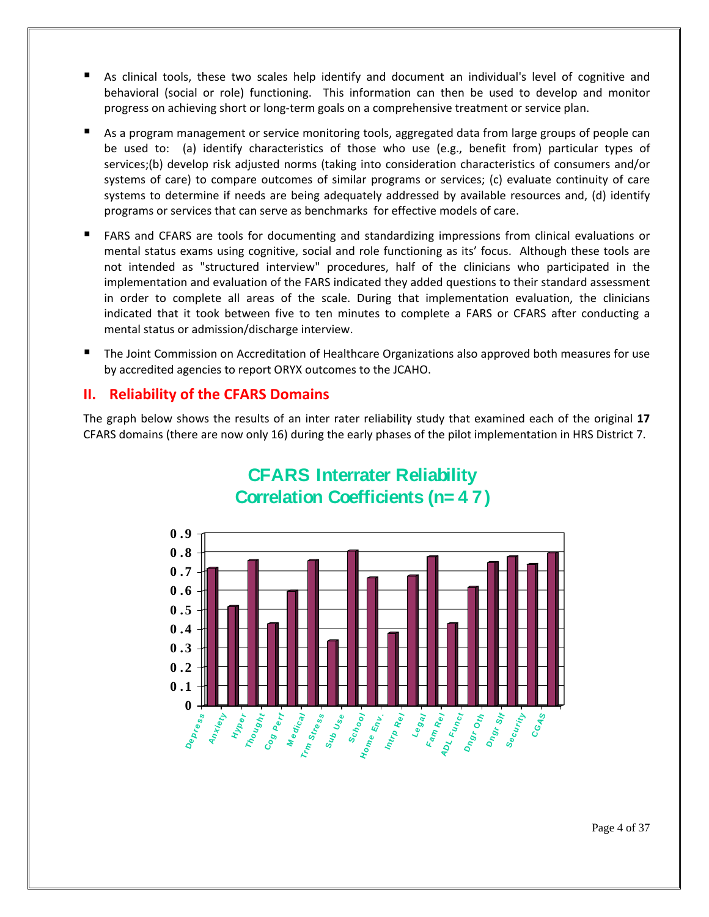- As clinical tools, these two scales help identify and document an individual's level of cognitive and behavioral (social or role) functioning. This information can then be used to develop and monitor progress on achieving short or long-term goals on a comprehensive treatment or service plan.

- As a program management or service monitoring tools, aggregated data from large groups of people can be used to: (a) identify characteristics of those who use (e.g., benefit from) particular types of services;(b) develop risk adjusted norms (taking into consideration characteristics of consumers and/or systems of care) to compare outcomes of similar programs or services; (c) evaluate continuity of care systems to determine if needs are being adequately addressed by available resources and, (d) identify programs or services that can serve as benchmarks for effective models of care.

- FARS and CFARS are tools for documenting and standardizing impressions from clinical evaluations or mental status exams using cognitive, social and role functioning as its' focus. Although these tools are not intended as "structured interview" procedures, half of the clinicians who participated in the implementation and evaluation of the FARS indicated they added questions to their standard assessment in order to complete all areas of the scale. During that implementation evaluation, the clinicians indicated that it took between five to ten minutes to complete a FARS or CFARS after conducting a mental status or admission/discharge interview.

- The Joint Commission on Accreditation of Healthcare Organizations also approved both measures for use by accredited agencies to report ORYX outcomes to the JCAHO.

## II. Reliability of the CFARS Domains

The graph below shows the results of an inter rater reliability study that examined each of the original **17** CFARS domains (there are now only 16) during the early phases of the pilot implementation in HRS District 7.

**CFARS Interrater Reliability Correlation Coefficients (n= 47)**

| Domain | Correlation Coefficient (approx.) |
|---|---|
| Depress | 0.72 |
| Anxiety | 0.52 |
| Hyper | 0.76 |
| Thought | 0.43 |
| Cog Perf | 0.60 |
| Medical | 0.76 |
| Trm Stress | 0.34 |
| Sub Use | 0.81 |
| School | 0.67 |
| Home Env. | 0.38 |
| Intrp Rel | 0.68 |
| Legal | 0.78 |
| Fam Rel | 0.43 |
| ADL Funct | 0.62 |
| Dngr Oth | 0.75 |
| Dngr Slf | 0.78 |
| Security | 0.74 |
| CGAS | 0.80 |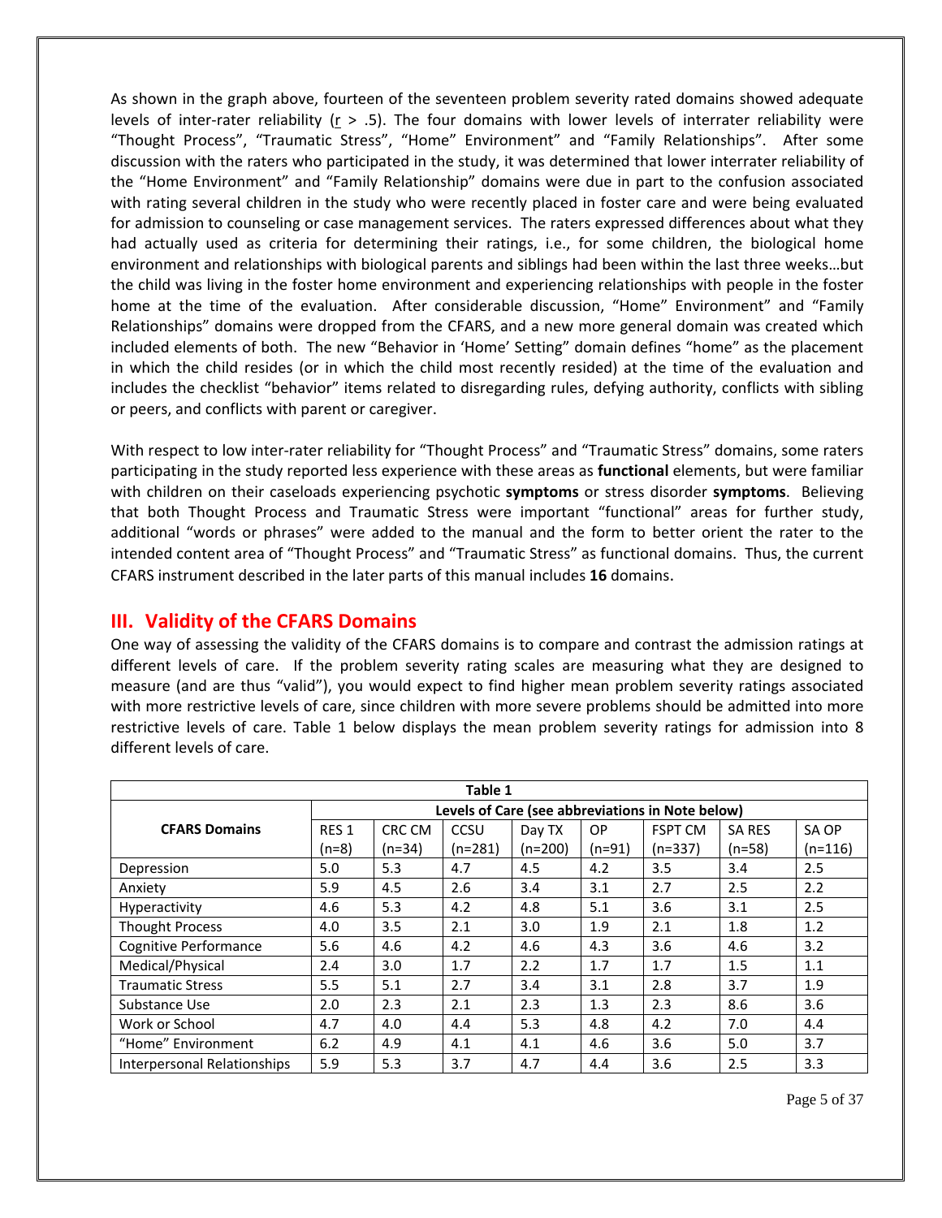As shown in the graph above, fourteen of the seventeen problem severity rated domains showed adequate levels of inter-rater reliability (r > .5). The four domains with lower levels of interrater reliability were "Thought Process", "Traumatic Stress", "Home" Environment" and "Family Relationships". After some discussion with the raters who participated in the study, it was determined that lower interrater reliability of the "Home Environment" and "Family Relationship" domains were due in part to the confusion associated with rating several children in the study who were recently placed in foster care and were being evaluated for admission to counseling or case management services. The raters expressed differences about what they had actually used as criteria for determining their ratings, i.e., for some children, the biological home environment and relationships with biological parents and siblings had been within the last three weeks…but the child was living in the foster home environment and experiencing relationships with people in the foster home at the time of the evaluation. After considerable discussion, "Home" Environment" and "Family Relationships" domains were dropped from the CFARS, and a new more general domain was created which included elements of both. The new "Behavior in 'Home' Setting" domain defines "home" as the placement in which the child resides (or in which the child most recently resided) at the time of the evaluation and includes the checklist "behavior" items related to disregarding rules, defying authority, conflicts with sibling or peers, and conflicts with parent or caregiver.

With respect to low inter-rater reliability for "Thought Process" and "Traumatic Stress" domains, some raters participating in the study reported less experience with these areas as **functional** elements, but were familiar with children on their caseloads experiencing psychotic **symptoms** or stress disorder **symptoms**. Believing that both Thought Process and Traumatic Stress were important "functional" areas for further study, additional "words or phrases" were added to the manual and the form to better orient the rater to the intended content area of "Thought Process" and "Traumatic Stress" as functional domains. Thus, the current CFARS instrument described in the later parts of this manual includes **16** domains.

## III. Validity of the CFARS Domains

One way of assessing the validity of the CFARS domains is to compare and contrast the admission ratings at different levels of care. If the problem severity rating scales are measuring what they are designed to measure (and are thus "valid"), you would expect to find higher mean problem severity ratings associated with more restrictive levels of care, since children with more severe problems should be admitted into more restrictive levels of care. Table 1 below displays the mean problem severity ratings for admission into 8 different levels of care.

**Table 1**

| CFARS Domains | Levels of Care (see abbreviations in Note below) | | | | | | | |
|---|---|---|---|---|---|---|---|---|
| | RES 1 (n=8) | CRC CM (n=34) | CCSU (n=281) | Day TX (n=200) | OP (n=91) | FSPT CM (n=337) | SA RES (n=58) | SA OP (n=116) |
| Depression | 5.0 | 5.3 | 4.7 | 4.5 | 4.2 | 3.5 | 3.4 | 2.5 |
| Anxiety | 5.9 | 4.5 | 2.6 | 3.4 | 3.1 | 2.7 | 2.5 | 2.2 |
| Hyperactivity | 4.6 | 5.3 | 4.2 | 4.8 | 5.1 | 3.6 | 3.1 | 2.5 |
| Thought Process | 4.0 | 3.5 | 2.1 | 3.0 | 1.9 | 2.1 | 1.8 | 1.2 |
| Cognitive Performance | 5.6 | 4.6 | 4.2 | 4.6 | 4.3 | 3.6 | 4.6 | 3.2 |
| Medical/Physical | 2.4 | 3.0 | 1.7 | 2.2 | 1.7 | 1.7 | 1.5 | 1.1 |
| Traumatic Stress | 5.5 | 5.1 | 2.7 | 3.4 | 3.1 | 2.8 | 3.7 | 1.9 |
| Substance Use | 2.0 | 2.3 | 2.1 | 2.3 | 1.3 | 2.3 | 8.6 | 3.6 |
| Work or School | 4.7 | 4.0 | 4.4 | 5.3 | 4.8 | 4.2 | 7.0 | 4.4 |
| "Home" Environment | 6.2 | 4.9 | 4.1 | 4.1 | 4.6 | 3.6 | 5.0 | 3.7 |
| Interpersonal Relationships | 5.9 | 5.3 | 3.7 | 4.7 | 4.4 | 3.6 | 2.5 | 3.3 |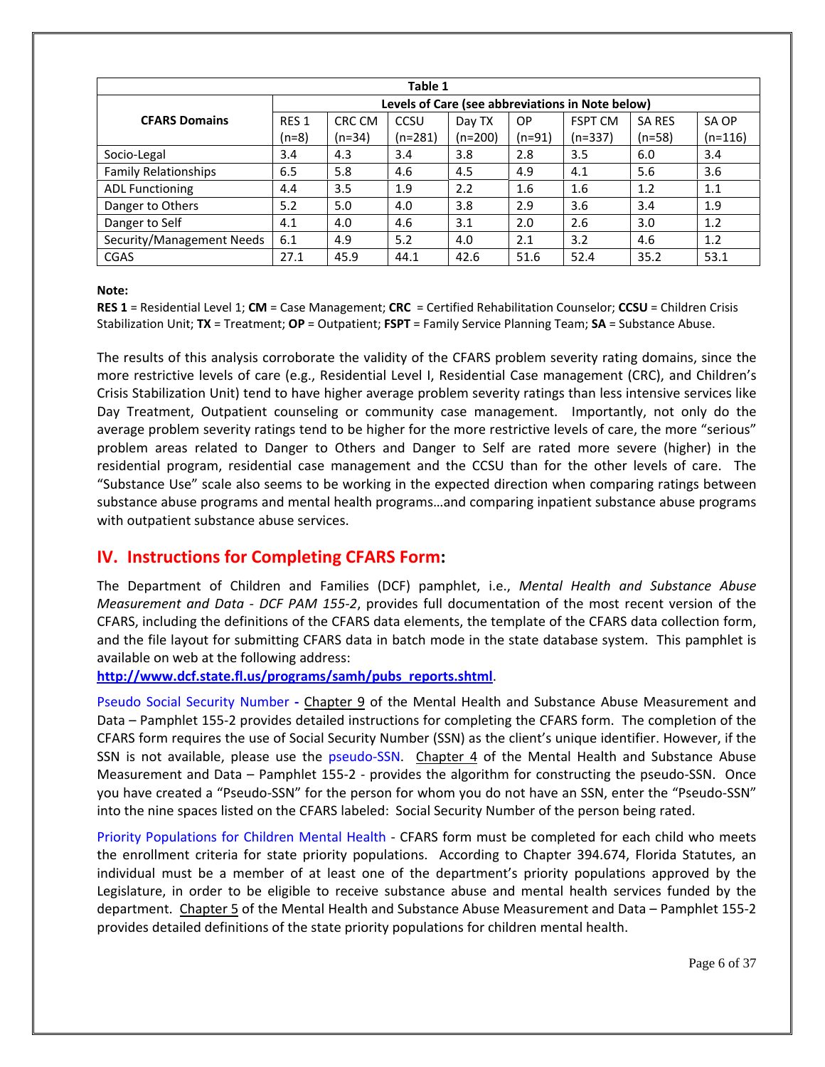| Table 1 | | | | | | | | |
|---|---|---|---|---|---|---|---|---|
| **CFARS Domains** | **Levels of Care (see abbreviations in Note below)** | | | | | | | |
| | RES 1 (n=8) | CRC CM (n=34) | CCSU (n=281) | Day TX (n=200) | OP (n=91) | FSPT CM (n=337) | SA RES (n=58) | SA OP (n=116) |
| Socio-Legal | 3.4 | 4.3 | 3.4 | 3.8 | 2.8 | 3.5 | 6.0 | 3.4 |
| Family Relationships | 6.5 | 5.8 | 4.6 | 4.5 | 4.9 | 4.1 | 5.6 | 3.6 |
| ADL Functioning | 4.4 | 3.5 | 1.9 | 2.2 | 1.6 | 1.6 | 1.2 | 1.1 |
| Danger to Others | 5.2 | 5.0 | 4.0 | 3.8 | 2.9 | 3.6 | 3.4 | 1.9 |
| Danger to Self | 4.1 | 4.0 | 4.6 | 3.1 | 2.0 | 2.6 | 3.0 | 1.2 |
| Security/Management Needs | 6.1 | 4.9 | 5.2 | 4.0 | 2.1 | 3.2 | 4.6 | 1.2 |
| CGAS | 27.1 | 45.9 | 44.1 | 42.6 | 51.6 | 52.4 | 35.2 | 53.1 |

**Note:**
**RES 1** = Residential Level 1; **CM** = Case Management; **CRC** = Certified Rehabilitation Counselor; **CCSU** = Children Crisis Stabilization Unit; **TX** = Treatment; **OP** = Outpatient; **FSPT** = Family Service Planning Team; **SA** = Substance Abuse.

The results of this analysis corroborate the validity of the CFARS problem severity rating domains, since the more restrictive levels of care (e.g., Residential Level I, Residential Case management (CRC), and Children's Crisis Stabilization Unit) tend to have higher average problem severity ratings than less intensive services like Day Treatment, Outpatient counseling or community case management. Importantly, not only do the average problem severity ratings tend to be higher for the more restrictive levels of care, the more "serious" problem areas related to Danger to Others and Danger to Self are rated more severe (higher) in the residential program, residential case management and the CCSU than for the other levels of care. The "Substance Use" scale also seems to be working in the expected direction when comparing ratings between substance abuse programs and mental health programs…and comparing inpatient substance abuse programs with outpatient substance abuse services.

## IV. Instructions for Completing CFARS Form:

The Department of Children and Families (DCF) pamphlet, i.e., *Mental Health and Substance Abuse Measurement and Data - DCF PAM 155-2*, provides full documentation of the most recent version of the CFARS, including the definitions of the CFARS data elements, the template of the CFARS data collection form, and the file layout for submitting CFARS data in batch mode in the state database system. This pamphlet is available on web at the following address:
**http://www.dcf.state.fl.us/programs/samh/pubs_reports.shtml**.

Pseudo Social Security Number **-** Chapter 9 of the Mental Health and Substance Abuse Measurement and Data – Pamphlet 155-2 provides detailed instructions for completing the CFARS form. The completion of the CFARS form requires the use of Social Security Number (SSN) as the client's unique identifier. However, if the SSN is not available, please use the pseudo-SSN. Chapter 4 of the Mental Health and Substance Abuse Measurement and Data – Pamphlet 155-2 - provides the algorithm for constructing the pseudo-SSN. Once you have created a "Pseudo-SSN" for the person for whom you do not have an SSN, enter the "Pseudo-SSN" into the nine spaces listed on the CFARS labeled: Social Security Number of the person being rated.

Priority Populations for Children Mental Health - CFARS form must be completed for each child who meets the enrollment criteria for state priority populations. According to Chapter 394.674, Florida Statutes, an individual must be a member of at least one of the department's priority populations approved by the Legislature, in order to be eligible to receive substance abuse and mental health services funded by the department. Chapter 5 of the Mental Health and Substance Abuse Measurement and Data – Pamphlet 155-2 provides detailed definitions of the state priority populations for children mental health.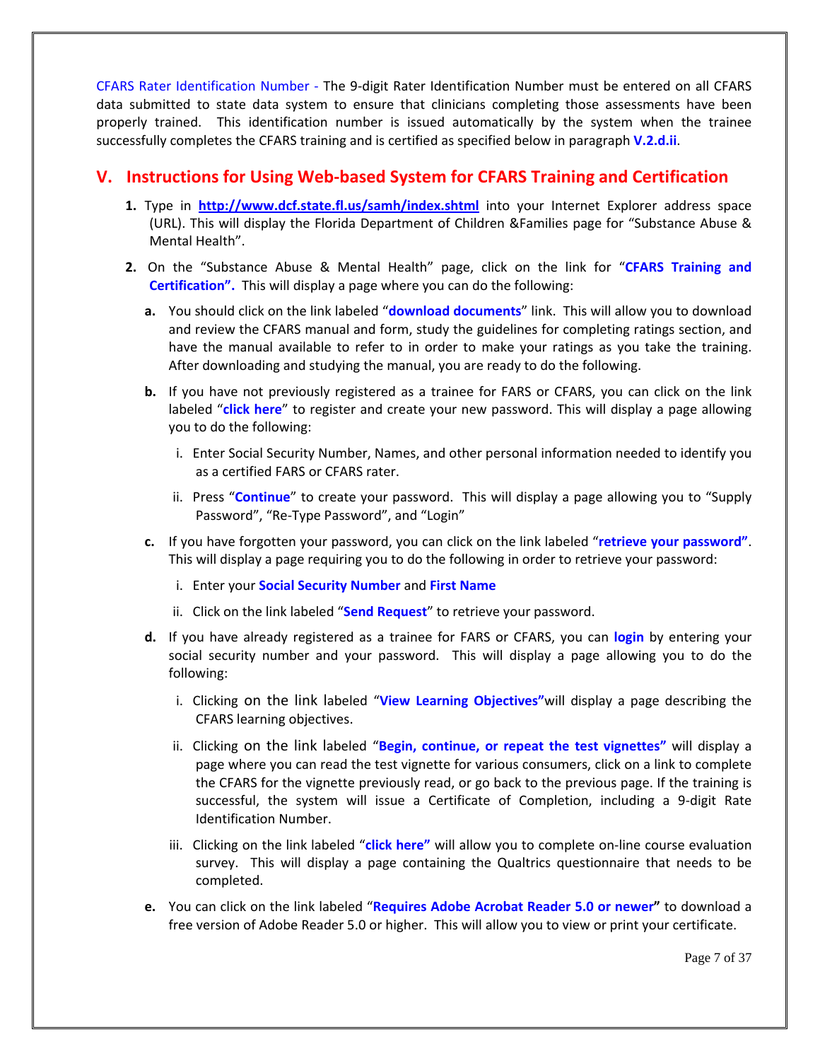CFARS Rater Identification Number - The 9-digit Rater Identification Number must be entered on all CFARS data submitted to state data system to ensure that clinicians completing those assessments have been properly trained. This identification number is issued automatically by the system when the trainee successfully completes the CFARS training and is certified as specified below in paragraph **V.2.d.ii**.

## V. Instructions for Using Web-based System for CFARS Training and Certification

1. Type in **http://www.dcf.state.fl.us/samh/index.shtml** into your Internet Explorer address space (URL). This will display the Florida Department of Children &Families page for "Substance Abuse & Mental Health".

2. On the "Substance Abuse & Mental Health" page, click on the link for "**CFARS Training and Certification".** This will display a page where you can do the following:

   a. You should click on the link labeled "**download documents**" link. This will allow you to download and review the CFARS manual and form, study the guidelines for completing ratings section, and have the manual available to refer to in order to make your ratings as you take the training. After downloading and studying the manual, you are ready to do the following.

   b. If you have not previously registered as a trainee for FARS or CFARS, you can click on the link labeled "**click here**" to register and create your new password. This will display a page allowing you to do the following:

      i. Enter Social Security Number, Names, and other personal information needed to identify you as a certified FARS or CFARS rater.

      ii. Press "**Continue**" to create your password. This will display a page allowing you to "Supply Password", "Re-Type Password", and "Login"

   c. If you have forgotten your password, you can click on the link labeled "**retrieve your password"**. This will display a page requiring you to do the following in order to retrieve your password:

      i. Enter your **Social Security Number** and **First Name**

      ii. Click on the link labeled "**Send Request**" to retrieve your password.

   d. If you have already registered as a trainee for FARS or CFARS, you can **login** by entering your social security number and your password. This will display a page allowing you to do the following:

      i. Clicking on the link labeled "**View Learning Objectives"** will display a page describing the CFARS learning objectives.

      ii. Clicking on the link labeled "**Begin, continue, or repeat the test vignettes"** will display a page where you can read the test vignette for various consumers, click on a link to complete the CFARS for the vignette previously read, or go back to the previous page. If the training is successful, the system will issue a Certificate of Completion, including a 9-digit Rate Identification Number.

      iii. Clicking on the link labeled "**click here"** will allow you to complete on-line course evaluation survey. This will display a page containing the Qualtrics questionnaire that needs to be completed.

   e. You can click on the link labeled "**Requires Adobe Acrobat Reader 5.0 or newer"** to download a free version of Adobe Reader 5.0 or higher. This will allow you to view or print your certificate.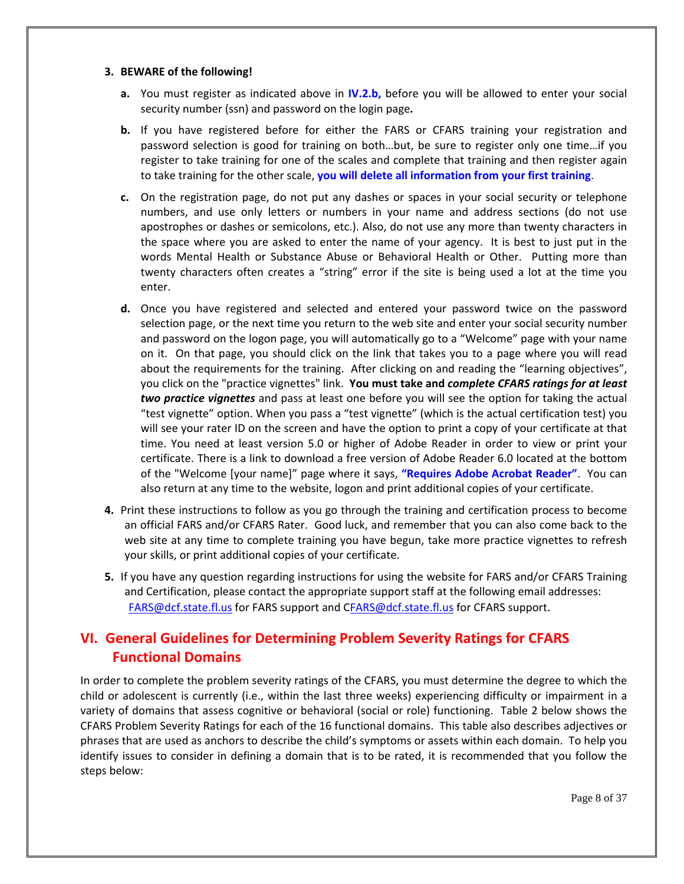3. **BEWARE of the following!**

   a. You must register as indicated above in **IV.2.b,** before you will be allowed to enter your social security number (ssn) and password on the login page**.**

   b. If you have registered before for either the FARS or CFARS training your registration and password selection is good for training on both…but, be sure to register only one time…if you register to take training for one of the scales and complete that training and then register again to take training for the other scale, **you will delete all information from your first training**.

   c. On the registration page, do not put any dashes or spaces in your social security or telephone numbers, and use only letters or numbers in your name and address sections (do not use apostrophes or dashes or semicolons, etc.). Also, do not use any more than twenty characters in the space where you are asked to enter the name of your agency. It is best to just put in the words Mental Health or Substance Abuse or Behavioral Health or Other. Putting more than twenty characters often creates a "string" error if the site is being used a lot at the time you enter.

   d. Once you have registered and selected and entered your password twice on the password selection page, or the next time you return to the web site and enter your social security number and password on the logon page, you will automatically go to a "Welcome" page with your name on it. On that page, you should click on the link that takes you to a page where you will read about the requirements for the training. After clicking on and reading the "learning objectives", you click on the "practice vignettes" link. **You must take and *complete CFARS ratings for at least two practice vignettes*** and pass at least one before you will see the option for taking the actual "test vignette" option. When you pass a "test vignette" (which is the actual certification test) you will see your rater ID on the screen and have the option to print a copy of your certificate at that time. You need at least version 5.0 or higher of Adobe Reader in order to view or print your certificate. There is a link to download a free version of Adobe Reader 6.0 located at the bottom of the "Welcome [your name]" page where it says, **"Requires Adobe Acrobat Reader"**. You can also return at any time to the website, logon and print additional copies of your certificate.

4. Print these instructions to follow as you go through the training and certification process to become an official FARS and/or CFARS Rater. Good luck, and remember that you can also come back to the web site at any time to complete training you have begun, take more practice vignettes to refresh your skills, or print additional copies of your certificate.

5. If you have any question regarding instructions for using the website for FARS and/or CFARS Training and Certification, please contact the appropriate support staff at the following email addresses: FARS@dcf.state.fl.us for FARS support and CFARS@dcf.state.fl.us for CFARS support.

## VI. General Guidelines for Determining Problem Severity Ratings for CFARS Functional Domains

In order to complete the problem severity ratings of the CFARS, you must determine the degree to which the child or adolescent is currently (i.e., within the last three weeks) experiencing difficulty or impairment in a variety of domains that assess cognitive or behavioral (social or role) functioning. Table 2 below shows the CFARS Problem Severity Ratings for each of the 16 functional domains. This table also describes adjectives or phrases that are used as anchors to describe the child's symptoms or assets within each domain. To help you identify issues to consider in defining a domain that is to be rated, it is recommended that you follow the steps below: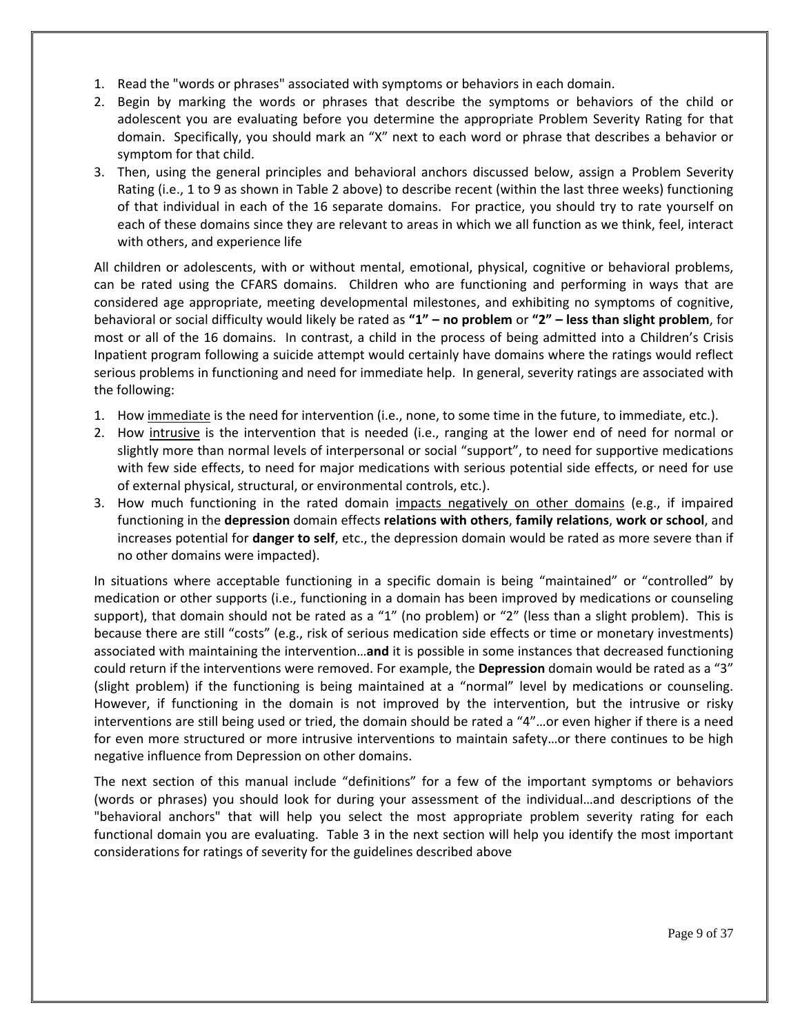1. Read the "words or phrases" associated with symptoms or behaviors in each domain.
2. Begin by marking the words or phrases that describe the symptoms or behaviors of the child or adolescent you are evaluating before you determine the appropriate Problem Severity Rating for that domain. Specifically, you should mark an "X" next to each word or phrase that describes a behavior or symptom for that child.
3. Then, using the general principles and behavioral anchors discussed below, assign a Problem Severity Rating (i.e., 1 to 9 as shown in Table 2 above) to describe recent (within the last three weeks) functioning of that individual in each of the 16 separate domains. For practice, you should try to rate yourself on each of these domains since they are relevant to areas in which we all function as we think, feel, interact with others, and experience life

All children or adolescents, with or without mental, emotional, physical, cognitive or behavioral problems, can be rated using the CFARS domains. Children who are functioning and performing in ways that are considered age appropriate, meeting developmental milestones, and exhibiting no symptoms of cognitive, behavioral or social difficulty would likely be rated as **"1" – no problem** or **"2" – less than slight problem**, for most or all of the 16 domains. In contrast, a child in the process of being admitted into a Children's Crisis Inpatient program following a suicide attempt would certainly have domains where the ratings would reflect serious problems in functioning and need for immediate help. In general, severity ratings are associated with the following:

1. How <u>immediate</u> is the need for intervention (i.e., none, to some time in the future, to immediate, etc.).
2. How <u>intrusive</u> is the intervention that is needed (i.e., ranging at the lower end of need for normal or slightly more than normal levels of interpersonal or social "support", to need for supportive medications with few side effects, to need for major medications with serious potential side effects, or need for use of external physical, structural, or environmental controls, etc.).
3. How much functioning in the rated domain <u>impacts negatively on other domains</u> (e.g., if impaired functioning in the **depression** domain effects **relations with others**, **family relations**, **work or school**, and increases potential for **danger to self**, etc., the depression domain would be rated as more severe than if no other domains were impacted).

In situations where acceptable functioning in a specific domain is being "maintained" or "controlled" by medication or other supports (i.e., functioning in a domain has been improved by medications or counseling support), that domain should not be rated as a "1" (no problem) or "2" (less than a slight problem). This is because there are still "costs" (e.g., risk of serious medication side effects or time or monetary investments) associated with maintaining the intervention…**and** it is possible in some instances that decreased functioning could return if the interventions were removed. For example, the **Depression** domain would be rated as a "3" (slight problem) if the functioning is being maintained at a "normal" level by medications or counseling. However, if functioning in the domain is not improved by the intervention, but the intrusive or risky interventions are still being used or tried, the domain should be rated a "4"…or even higher if there is a need for even more structured or more intrusive interventions to maintain safety…or there continues to be high negative influence from Depression on other domains.

The next section of this manual include "definitions" for a few of the important symptoms or behaviors (words or phrases) you should look for during your assessment of the individual…and descriptions of the "behavioral anchors" that will help you select the most appropriate problem severity rating for each functional domain you are evaluating. Table 3 in the next section will help you identify the most important considerations for ratings of severity for the guidelines described above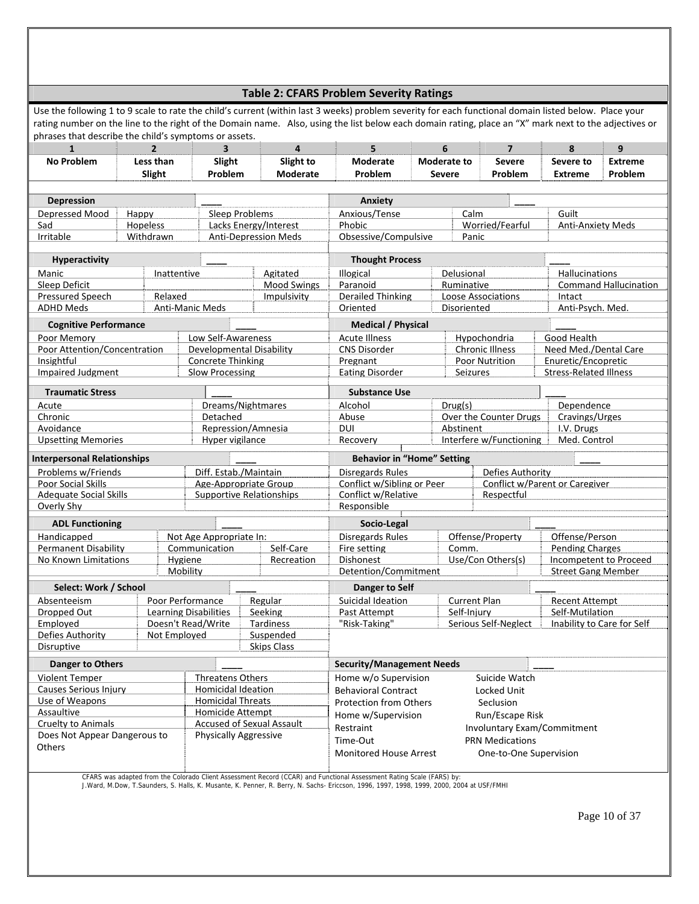## Table 2: CFARS Problem Severity Ratings

Use the following 1 to 9 scale to rate the child's current (within last 3 weeks) problem severity for each functional domain listed below. Place your rating number on the line to the right of the Domain name. Also, using the list below each domain rating, place an "X" mark next to the adjectives or phrases that describe the child's symptoms or assets.

| 1 | 2 | 3 | 4 | 5 | 6 | 7 | 8 | 9 |
|---|---|---|---|---|---|---|---|---|
| **No Problem** | **Less than Slight** | **Slight Problem** | **Slight to Moderate** | **Moderate Problem** | **Moderate to Severe** | **Severe Problem** | **Severe to Extreme** | **Extreme Problem** |

**Depression** ____

| | | |
|---|---|---|
| Depressed Mood | Happy | Sleep Problems |
| Sad | Hopeless | Lacks Energy/Interest |
| Irritable | Withdrawn | Anti-Depression Meds |

**Anxiety** ____

| | | |
|---|---|---|
| Anxious/Tense | Calm | Guilt |
| Phobic | Worried/Fearful | Anti-Anxiety Meds |
| Obsessive/Compulsive | Panic | |

**Hyperactivity** ____

| | | |
|---|---|---|
| Manic | Inattentive | Agitated |
| Sleep Deficit | | Mood Swings |
| Pressured Speech | Relaxed | Impulsivity |
| ADHD Meds | Anti-Manic Meds | |

**Thought Process** ____

| | | |
|---|---|---|
| Illogical | Delusional | Hallucinations |
| Paranoid | Ruminative | Command Hallucination |
| Derailed Thinking | Loose Associations | Intact |
| Oriented | Disoriented | Anti-Psych. Med. |

**Cognitive Performance** ____

| | |
|---|---|
| Poor Memory | Low Self-Awareness |
| Poor Attention/Concentration | Developmental Disability |
| Insightful | Concrete Thinking |
| Impaired Judgment | Slow Processing |

**Medical / Physical** ____

| | | |
|---|---|---|
| Acute Illness | Hypochondria | Good Health |
| CNS Disorder | Chronic Illness | Need Med./Dental Care |
| Pregnant | Poor Nutrition | Enuretic/Encopretic |
| Eating Disorder | Seizures | Stress-Related Illness |

**Traumatic Stress** ____

| | |
|---|---|
| Acute | Dreams/Nightmares |
| Chronic | Detached |
| Avoidance | Repression/Amnesia |
| Upsetting Memories | Hyper vigilance |

**Substance Use** ____

| | | |
|---|---|---|
| Alcohol | Drug(s) | Dependence |
| Abuse | Over the Counter Drugs | Cravings/Urges |
| DUI | Abstinent | I.V. Drugs |
| Recovery | Interfere w/Functioning | Med. Control |

**Interpersonal Relationships** ____

| | |
|---|---|
| Problems w/Friends | Diff. Estab./Maintain |
| Poor Social Skills | Age-Appropriate Group |
| Adequate Social Skills | Supportive Relationships |
| Overly Shy | |

**Behavior in "Home" Setting** ____

| | |
|---|---|
| Disregards Rules | Defies Authority |
| Conflict w/Sibling or Peer | Conflict w/Parent or Caregiver |
| Conflict w/Relative | Respectful |
| Responsible | |

**ADL Functioning** ____

| | | |
|---|---|---|
| Handicapped | Not Age Appropriate In: | |
| Permanent Disability | Communication | Self-Care |
| No Known Limitations | Hygiene | Recreation |
| | Mobility | |

**Socio-Legal** ____

| | | |
|---|---|---|
| Disregards Rules | Offense/Property | Offense/Person |
| Fire setting | Comm. | Pending Charges |
| Dishonest | Use/Con Others(s) | Incompetent to Proceed |
| Detention/Commitment | | Street Gang Member |

**Select: Work / School** ____

| | | |
|---|---|---|
| Absenteeism | Poor Performance | Regular |
| Dropped Out | Learning Disabilities | Seeking |
| Employed | Doesn't Read/Write | Tardiness |
| Defies Authority | Not Employed | Suspended |
| Disruptive | | Skips Class |

**Danger to Self** ____

| | | |
|---|---|---|
| Suicidal Ideation | Current Plan | Recent Attempt |
| Past Attempt | Self-Injury | Self-Mutilation |
| "Risk-Taking" | Serious Self-Neglect | Inability to Care for Self |

**Danger to Others** ____

| | |
|---|---|
| Violent Temper | Threatens Others |
| Causes Serious Injury | Homicidal Ideation |
| Use of Weapons | Homicidal Threats |
| Assaultive | Homicide Attempt |
| Cruelty to Animals | Accused of Sexual Assault |
| Does Not Appear Dangerous to Others | Physically Aggressive |

**Security/Management Needs** ____

| | |
|---|---|
| Home w/o Supervision | Suicide Watch |
| Behavioral Contract | Locked Unit |
| Protection from Others | Seclusion |
| Home w/Supervision | Run/Escape Risk |
| Restraint | Involuntary Exam/Commitment |
| Time-Out | PRN Medications |
| Monitored House Arrest | One-to-One Supervision |

CFARS was adapted from the Colorado Client Assessment Record (CCAR) and Functional Assessment Rating Scale (FARS) by:
J.Ward, M.Dow, T.Saunders, S. Halls, K. Musante, K. Penner, R. Berry, N. Sachs- Ericcson, 1996, 1997, 1998, 1999, 2000, 2004 at USF/FMHI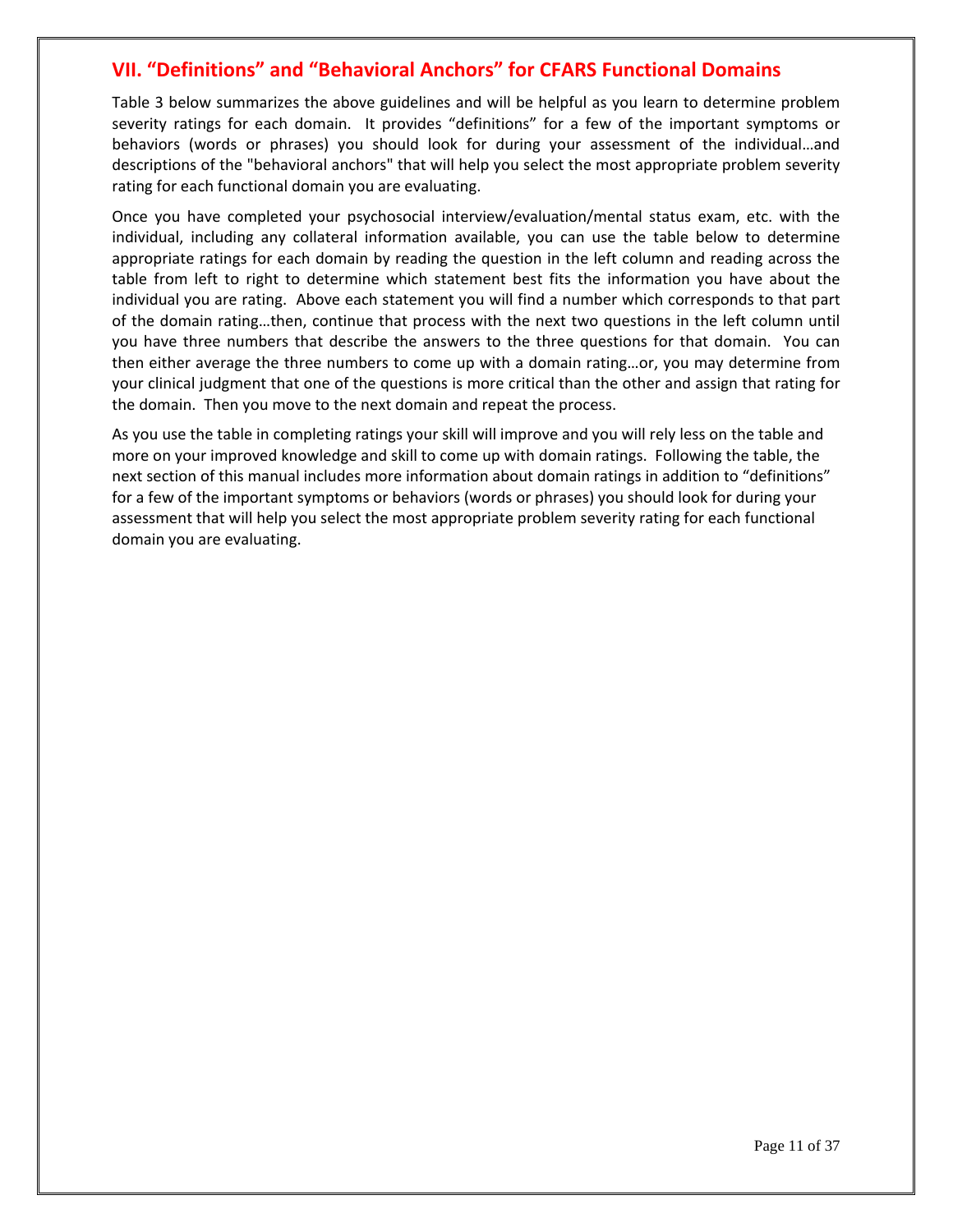## VII. "Definitions" and "Behavioral Anchors" for CFARS Functional Domains

Table 3 below summarizes the above guidelines and will be helpful as you learn to determine problem severity ratings for each domain. It provides "definitions" for a few of the important symptoms or behaviors (words or phrases) you should look for during your assessment of the individual…and descriptions of the "behavioral anchors" that will help you select the most appropriate problem severity rating for each functional domain you are evaluating.

Once you have completed your psychosocial interview/evaluation/mental status exam, etc. with the individual, including any collateral information available, you can use the table below to determine appropriate ratings for each domain by reading the question in the left column and reading across the table from left to right to determine which statement best fits the information you have about the individual you are rating. Above each statement you will find a number which corresponds to that part of the domain rating…then, continue that process with the next two questions in the left column until you have three numbers that describe the answers to the three questions for that domain. You can then either average the three numbers to come up with a domain rating…or, you may determine from your clinical judgment that one of the questions is more critical than the other and assign that rating for the domain. Then you move to the next domain and repeat the process.

As you use the table in completing ratings your skill will improve and you will rely less on the table and more on your improved knowledge and skill to come up with domain ratings. Following the table, the next section of this manual includes more information about domain ratings in addition to "definitions" for a few of the important symptoms or behaviors (words or phrases) you should look for during your assessment that will help you select the most appropriate problem severity rating for each functional domain you are evaluating.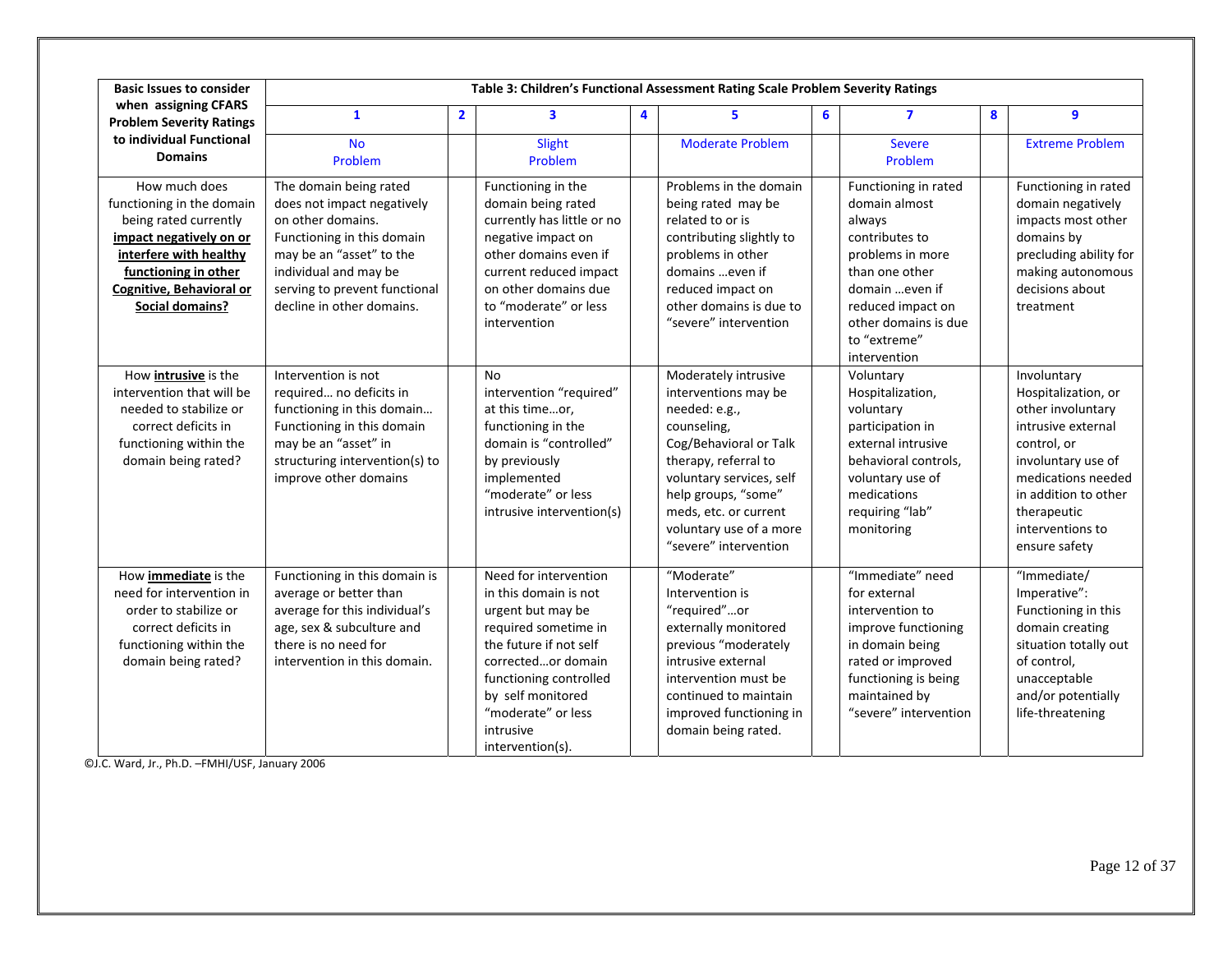| **Basic Issues to consider when assigning CFARS Problem Severity Ratings to individual Functional Domains** | **Table 3: Children's Functional Assessment Rating Scale Problem Severity Ratings** | | | | | | | | |
|---|---|---|---|---|---|---|---|---|---|
| | **1** | **2** | **3** | **4** | **5** | **6** | **7** | **8** | **9** |
| | No Problem | | Slight Problem | | Moderate Problem | | Severe Problem | | Extreme Problem |
| How much does functioning in the domain being rated currently **impact negatively on or interfere with healthy functioning in other Cognitive, Behavioral or Social domains?** | The domain being rated does not impact negatively on other domains. Functioning in this domain may be an "asset" to the individual and may be serving to prevent functional decline in other domains. | | Functioning in the domain being rated currently has little or no negative impact on other domains even if current reduced impact on other domains due to "moderate" or less intervention | | Problems in the domain being rated may be related to or is contributing slightly to problems in other domains …even if reduced impact on other domains is due to "severe" intervention | | Functioning in rated domain almost always contributes to problems in more than one other domain …even if reduced impact on other domains is due to "extreme" intervention | | Functioning in rated domain negatively impacts most other domains by precluding ability for making autonomous decisions about treatment |
| How **intrusive** is the intervention that will be needed to stabilize or correct deficits in functioning within the domain being rated? | Intervention is not required… no deficits in functioning in this domain… Functioning in this domain may be an "asset" in structuring intervention(s) to improve other domains | | No intervention "required" at this time…or, functioning in the domain is "controlled" by previously implemented "moderate" or less intrusive intervention(s) | | Moderately intrusive interventions may be needed: e.g., counseling, Cog/Behavioral or Talk therapy, referral to voluntary services, self help groups, "some" meds, etc. or current voluntary use of a more "severe" intervention | | Voluntary Hospitalization, voluntary participation in external intrusive behavioral controls, voluntary use of medications requiring "lab" monitoring | | Involuntary Hospitalization, or other involuntary intrusive external control, or involuntary use of medications needed in addition to other therapeutic interventions to ensure safety |
| How **immediate** is the need for intervention in order to stabilize or correct deficits in functioning within the domain being rated? | Functioning in this domain is average or better than average for this individual's age, sex & subculture and there is no need for intervention in this domain. | | Need for intervention in this domain is not urgent but may be required sometime in the future if not self corrected…or domain functioning controlled by self monitored "moderate" or less intrusive intervention(s). | | "Moderate" Intervention is "required"…or externally monitored previous "moderately intrusive external intervention must be continued to maintain improved functioning in domain being rated. | | "Immediate" need for external intervention to improve functioning in domain being rated or improved functioning is being maintained by "severe" intervention | | "Immediate/ Imperative": Functioning in this domain creating situation totally out of control, unacceptable and/or potentially life-threatening |

©J.C. Ward, Jr., Ph.D. –FMHI/USF, January 2006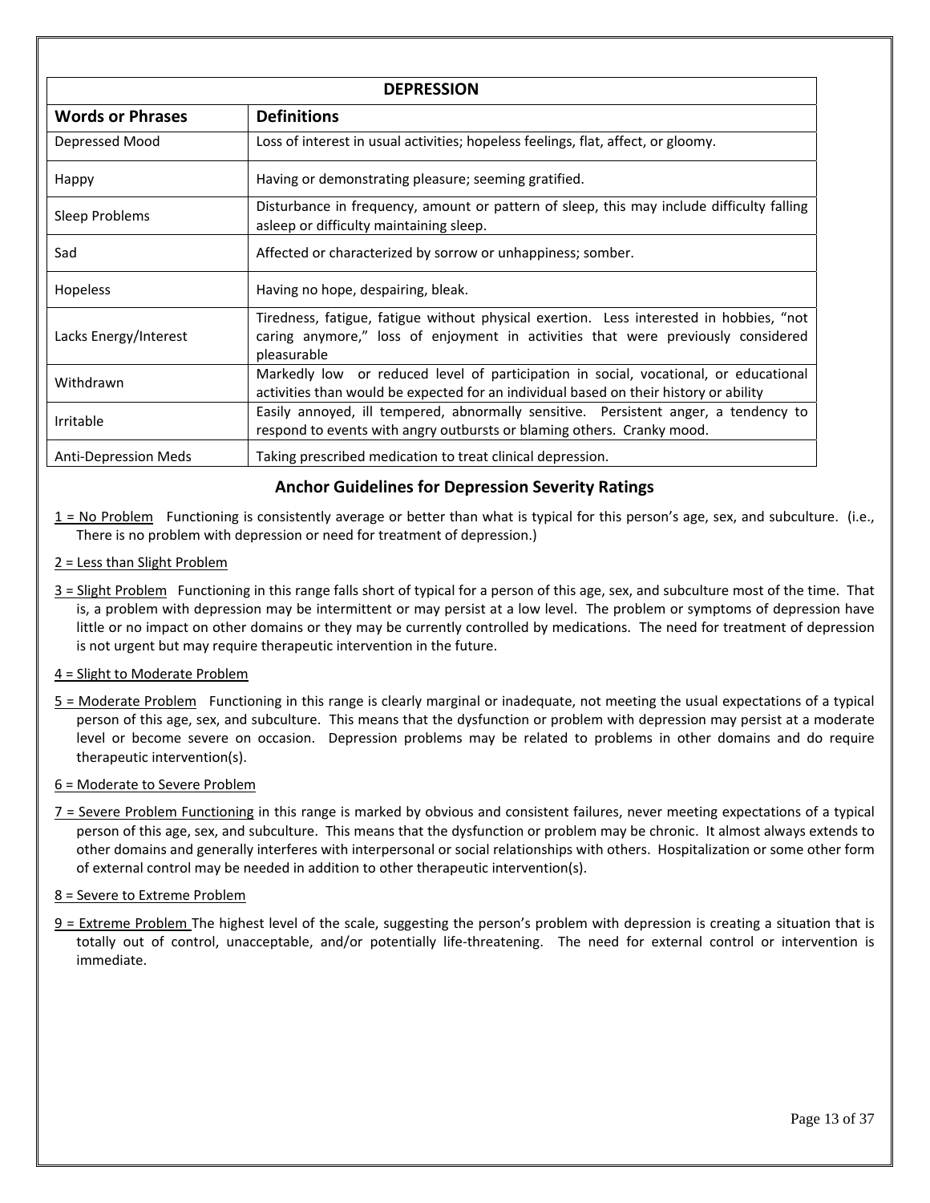| DEPRESSION | |
|---|---|
| **Words or Phrases** | **Definitions** |
| Depressed Mood | Loss of interest in usual activities; hopeless feelings, flat, affect, or gloomy. |
| Happy | Having or demonstrating pleasure; seeming gratified. |
| Sleep Problems | Disturbance in frequency, amount or pattern of sleep, this may include difficulty falling asleep or difficulty maintaining sleep. |
| Sad | Affected or characterized by sorrow or unhappiness; somber. |
| Hopeless | Having no hope, despairing, bleak. |
| Lacks Energy/Interest | Tiredness, fatigue, fatigue without physical exertion. Less interested in hobbies, "not caring anymore," loss of enjoyment in activities that were previously considered pleasurable |
| Withdrawn | Markedly low or reduced level of participation in social, vocational, or educational activities than would be expected for an individual based on their history or ability |
| Irritable | Easily annoyed, ill tempered, abnormally sensitive. Persistent anger, a tendency to respond to events with angry outbursts or blaming others. Cranky mood. |
| Anti-Depression Meds | Taking prescribed medication to treat clinical depression. |

## Anchor Guidelines for Depression Severity Ratings

<u>1 = No Problem</u> Functioning is consistently average or better than what is typical for this person's age, sex, and subculture. (i.e., There is no problem with depression or need for treatment of depression.)

<u>2 = Less than Slight Problem</u>

<u>3 = Slight Problem</u> Functioning in this range falls short of typical for a person of this age, sex, and subculture most of the time. That is, a problem with depression may be intermittent or may persist at a low level. The problem or symptoms of depression have little or no impact on other domains or they may be currently controlled by medications. The need for treatment of depression is not urgent but may require therapeutic intervention in the future.

<u>4 = Slight to Moderate Problem</u>

<u>5 = Moderate Problem</u> Functioning in this range is clearly marginal or inadequate, not meeting the usual expectations of a typical person of this age, sex, and subculture. This means that the dysfunction or problem with depression may persist at a moderate level or become severe on occasion. Depression problems may be related to problems in other domains and do require therapeutic intervention(s).

<u>6 = Moderate to Severe Problem</u>

<u>7 = Severe Problem Functioning</u> in this range is marked by obvious and consistent failures, never meeting expectations of a typical person of this age, sex, and subculture. This means that the dysfunction or problem may be chronic. It almost always extends to other domains and generally interferes with interpersonal or social relationships with others. Hospitalization or some other form of external control may be needed in addition to other therapeutic intervention(s).

<u>8 = Severe to Extreme Problem</u>

<u>9 = Extreme Problem</u> The highest level of the scale, suggesting the person's problem with depression is creating a situation that is totally out of control, unacceptable, and/or potentially life-threatening. The need for external control or intervention is immediate.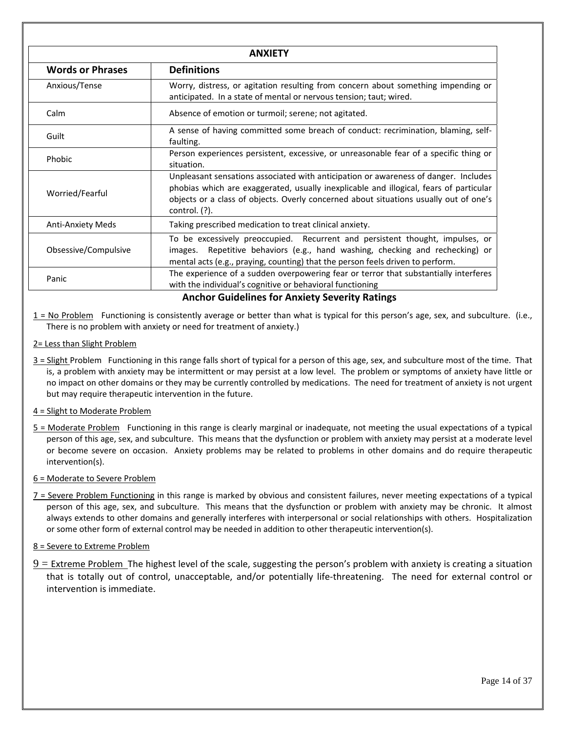| ANXIETY | |
|---|---|
| **Words or Phrases** | **Definitions** |
| Anxious/Tense | Worry, distress, or agitation resulting from concern about something impending or anticipated. In a state of mental or nervous tension; taut; wired. |
| Calm | Absence of emotion or turmoil; serene; not agitated. |
| Guilt | A sense of having committed some breach of conduct: recrimination, blaming, self-faulting. |
| Phobic | Person experiences persistent, excessive, or unreasonable fear of a specific thing or situation. |
| Worried/Fearful | Unpleasant sensations associated with anticipation or awareness of danger. Includes phobias which are exaggerated, usually inexplicable and illogical, fears of particular objects or a class of objects. Overly concerned about situations usually out of one's control. (?). |
| Anti-Anxiety Meds | Taking prescribed medication to treat clinical anxiety. |
| Obsessive/Compulsive | To be excessively preoccupied. Recurrent and persistent thought, impulses, or images. Repetitive behaviors (e.g., hand washing, checking and rechecking) or mental acts (e.g., praying, counting) that the person feels driven to perform. |
| Panic | The experience of a sudden overpowering fear or terror that substantially interferes with the individual's cognitive or behavioral functioning |

## Anchor Guidelines for Anxiety Severity Ratings

1 = No Problem Functioning is consistently average or better than what is typical for this person's age, sex, and subculture. (i.e., There is no problem with anxiety or need for treatment of anxiety.)

2= Less than Slight Problem

3 = Slight Problem Functioning in this range falls short of typical for a person of this age, sex, and subculture most of the time. That is, a problem with anxiety may be intermittent or may persist at a low level. The problem or symptoms of anxiety have little or no impact on other domains or they may be currently controlled by medications. The need for treatment of anxiety is not urgent but may require therapeutic intervention in the future.

4 = Slight to Moderate Problem

5 = Moderate Problem Functioning in this range is clearly marginal or inadequate, not meeting the usual expectations of a typical person of this age, sex, and subculture. This means that the dysfunction or problem with anxiety may persist at a moderate level or become severe on occasion. Anxiety problems may be related to problems in other domains and do require therapeutic intervention(s).

6 = Moderate to Severe Problem

7 = Severe Problem Functioning in this range is marked by obvious and consistent failures, never meeting expectations of a typical person of this age, sex, and subculture. This means that the dysfunction or problem with anxiety may be chronic. It almost always extends to other domains and generally interferes with interpersonal or social relationships with others. Hospitalization or some other form of external control may be needed in addition to other therapeutic intervention(s).

8 = Severe to Extreme Problem

9 = Extreme Problem The highest level of the scale, suggesting the person's problem with anxiety is creating a situation that is totally out of control, unacceptable, and/or potentially life-threatening. The need for external control or intervention is immediate.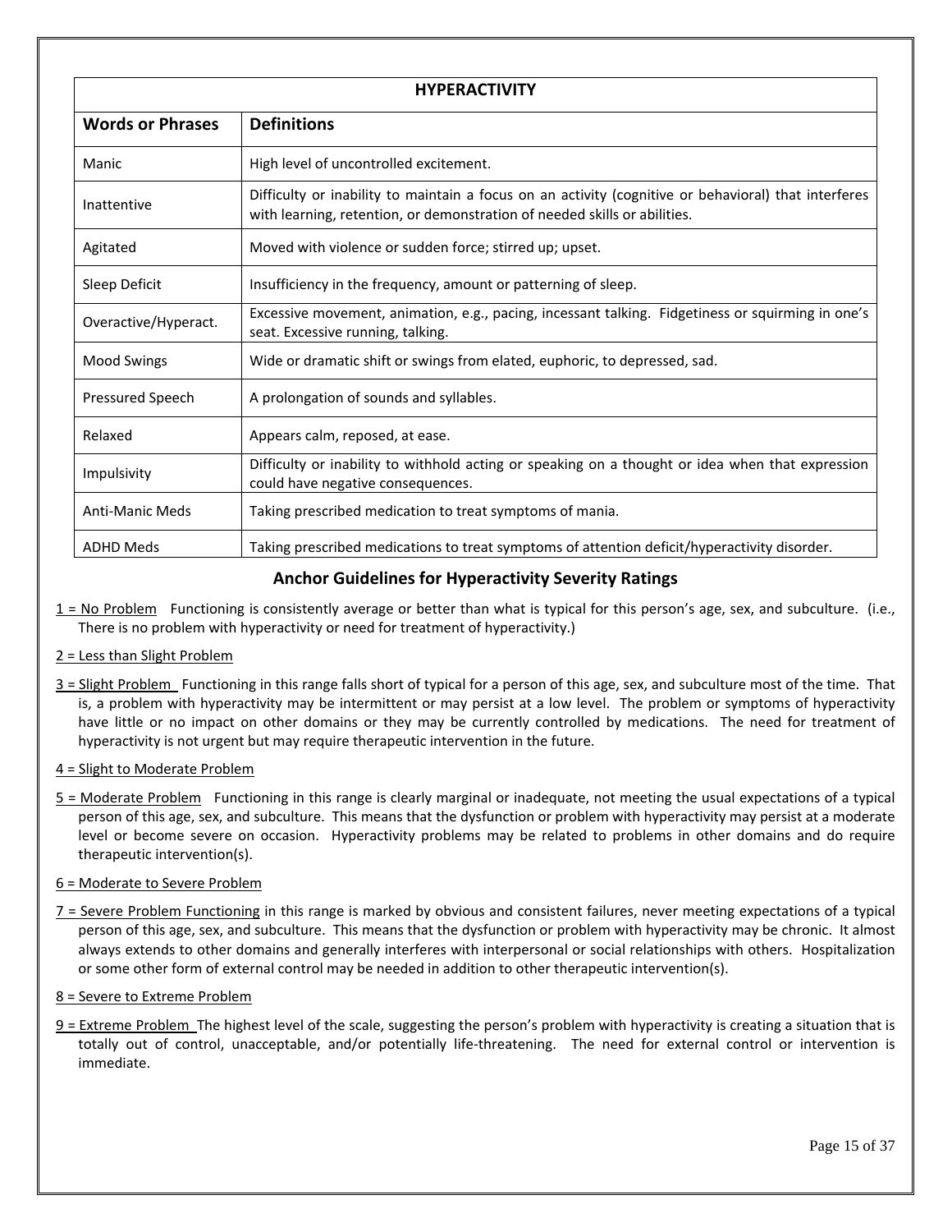| HYPERACTIVITY | |
|---|---|
| **Words or Phrases** | **Definitions** |
| Manic | High level of uncontrolled excitement. |
| Inattentive | Difficulty or inability to maintain a focus on an activity (cognitive or behavioral) that interferes with learning, retention, or demonstration of needed skills or abilities. |
| Agitated | Moved with violence or sudden force; stirred up; upset. |
| Sleep Deficit | Insufficiency in the frequency, amount or patterning of sleep. |
| Overactive/Hyperact. | Excessive movement, animation, e.g., pacing, incessant talking. Fidgetiness or squirming in one's seat. Excessive running, talking. |
| Mood Swings | Wide or dramatic shift or swings from elated, euphoric, to depressed, sad. |
| Pressured Speech | A prolongation of sounds and syllables. |
| Relaxed | Appears calm, reposed, at ease. |
| Impulsivity | Difficulty or inability to withhold acting or speaking on a thought or idea when that expression could have negative consequences. |
| Anti-Manic Meds | Taking prescribed medication to treat symptoms of mania. |
| ADHD Meds | Taking prescribed medications to treat symptoms of attention deficit/hyperactivity disorder. |

## Anchor Guidelines for Hyperactivity Severity Ratings

1 = No Problem   Functioning is consistently average or better than what is typical for this person's age, sex, and subculture. (i.e., There is no problem with hyperactivity or need for treatment of hyperactivity.)

2 = Less than Slight Problem

3 = Slight Problem  Functioning in this range falls short of typical for a person of this age, sex, and subculture most of the time. That is, a problem with hyperactivity may be intermittent or may persist at a low level. The problem or symptoms of hyperactivity have little or no impact on other domains or they may be currently controlled by medications. The need for treatment of hyperactivity is not urgent but may require therapeutic intervention in the future.

4 = Slight to Moderate Problem

5 = Moderate Problem   Functioning in this range is clearly marginal or inadequate, not meeting the usual expectations of a typical person of this age, sex, and subculture. This means that the dysfunction or problem with hyperactivity may persist at a moderate level or become severe on occasion. Hyperactivity problems may be related to problems in other domains and do require therapeutic intervention(s).

6 = Moderate to Severe Problem

7 = Severe Problem Functioning in this range is marked by obvious and consistent failures, never meeting expectations of a typical person of this age, sex, and subculture. This means that the dysfunction or problem with hyperactivity may be chronic. It almost always extends to other domains and generally interferes with interpersonal or social relationships with others. Hospitalization or some other form of external control may be needed in addition to other therapeutic intervention(s).

8 = Severe to Extreme Problem

9 = Extreme Problem The highest level of the scale, suggesting the person's problem with hyperactivity is creating a situation that is totally out of control, unacceptable, and/or potentially life-threatening. The need for external control or intervention is immediate.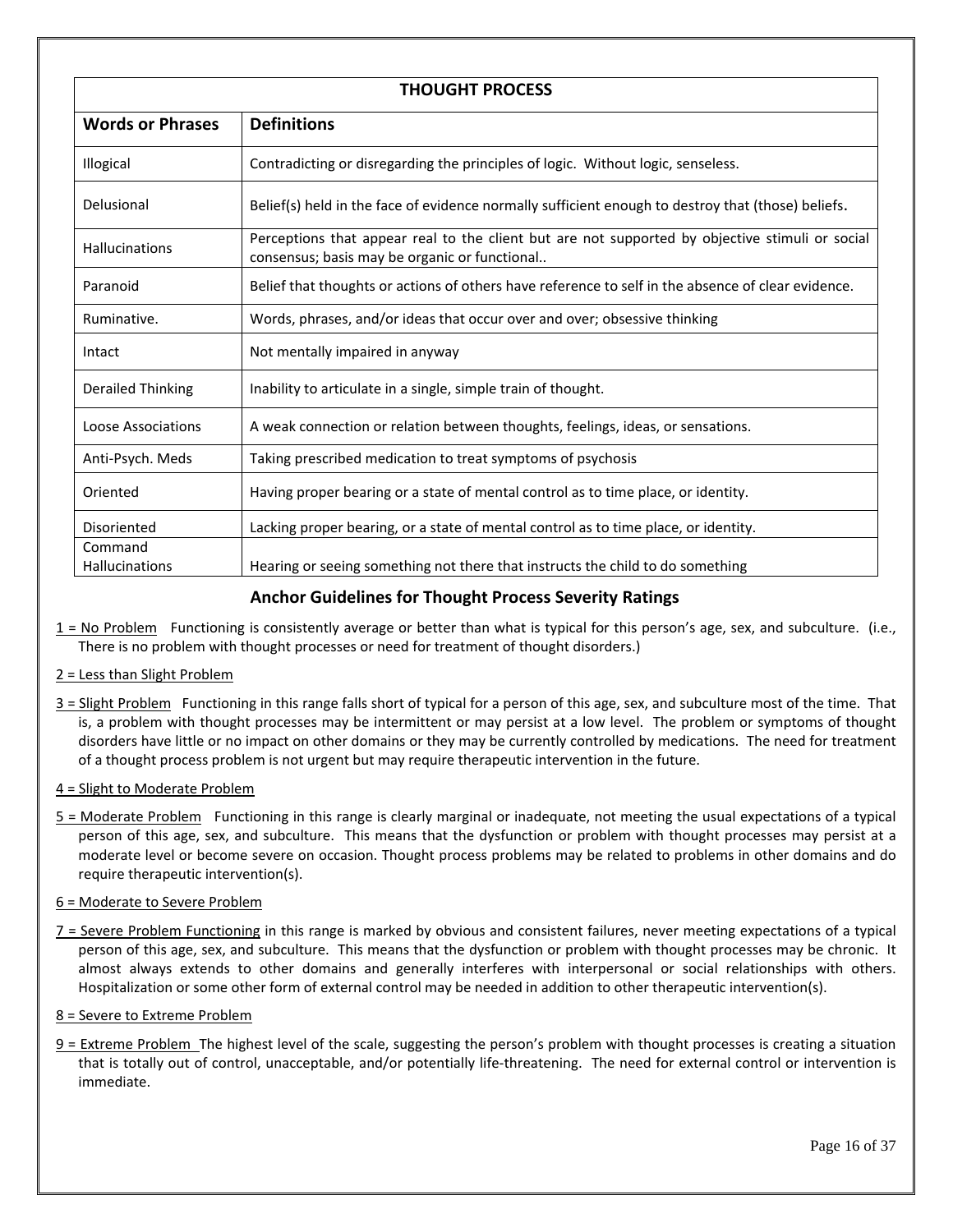| THOUGHT PROCESS | |
|---|---|
| **Words or Phrases** | **Definitions** |
| Illogical | Contradicting or disregarding the principles of logic. Without logic, senseless. |
| Delusional | Belief(s) held in the face of evidence normally sufficient enough to destroy that (those) beliefs. |
| Hallucinations | Perceptions that appear real to the client but are not supported by objective stimuli or social consensus; basis may be organic or functional.. |
| Paranoid | Belief that thoughts or actions of others have reference to self in the absence of clear evidence. |
| Ruminative. | Words, phrases, and/or ideas that occur over and over; obsessive thinking |
| Intact | Not mentally impaired in anyway |
| Derailed Thinking | Inability to articulate in a single, simple train of thought. |
| Loose Associations | A weak connection or relation between thoughts, feelings, ideas, or sensations. |
| Anti-Psych. Meds | Taking prescribed medication to treat symptoms of psychosis |
| Oriented | Having proper bearing or a state of mental control as to time place, or identity. |
| Disoriented | Lacking proper bearing, or a state of mental control as to time place, or identity. |
| Command Hallucinations | Hearing or seeing something not there that instructs the child to do something |

## Anchor Guidelines for Thought Process Severity Ratings

1 = No Problem Functioning is consistently average or better than what is typical for this person's age, sex, and subculture. (i.e., There is no problem with thought processes or need for treatment of thought disorders.)

2 = Less than Slight Problem

3 = Slight Problem Functioning in this range falls short of typical for a person of this age, sex, and subculture most of the time. That is, a problem with thought processes may be intermittent or may persist at a low level. The problem or symptoms of thought disorders have little or no impact on other domains or they may be currently controlled by medications. The need for treatment of a thought process problem is not urgent but may require therapeutic intervention in the future.

4 = Slight to Moderate Problem

5 = Moderate Problem Functioning in this range is clearly marginal or inadequate, not meeting the usual expectations of a typical person of this age, sex, and subculture. This means that the dysfunction or problem with thought processes may persist at a moderate level or become severe on occasion. Thought process problems may be related to problems in other domains and do require therapeutic intervention(s).

6 = Moderate to Severe Problem

7 = Severe Problem Functioning in this range is marked by obvious and consistent failures, never meeting expectations of a typical person of this age, sex, and subculture. This means that the dysfunction or problem with thought processes may be chronic. It almost always extends to other domains and generally interferes with interpersonal or social relationships with others. Hospitalization or some other form of external control may be needed in addition to other therapeutic intervention(s).

8 = Severe to Extreme Problem

9 = Extreme Problem The highest level of the scale, suggesting the person's problem with thought processes is creating a situation that is totally out of control, unacceptable, and/or potentially life-threatening. The need for external control or intervention is immediate.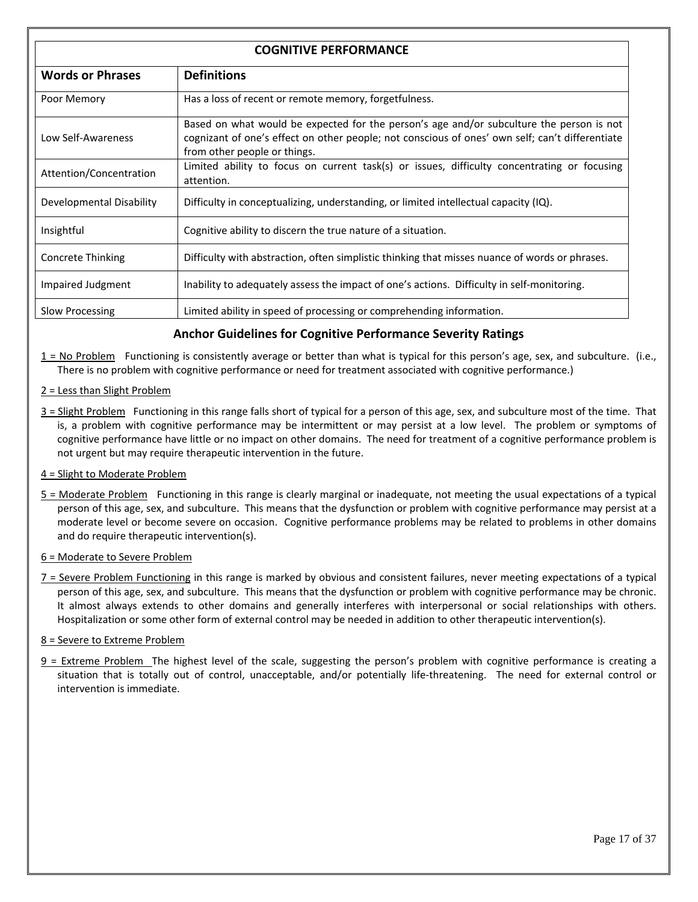| COGNITIVE PERFORMANCE | |
|---|---|
| **Words or Phrases** | **Definitions** |
| Poor Memory | Has a loss of recent or remote memory, forgetfulness. |
| Low Self-Awareness | Based on what would be expected for the person's age and/or subculture the person is not cognizant of one's effect on other people; not conscious of ones' own self; can't differentiate from other people or things. |
| Attention/Concentration | Limited ability to focus on current task(s) or issues, difficulty concentrating or focusing attention. |
| Developmental Disability | Difficulty in conceptualizing, understanding, or limited intellectual capacity (IQ). |
| Insightful | Cognitive ability to discern the true nature of a situation. |
| Concrete Thinking | Difficulty with abstraction, often simplistic thinking that misses nuance of words or phrases. |
| Impaired Judgment | Inability to adequately assess the impact of one's actions. Difficulty in self-monitoring. |
| Slow Processing | Limited ability in speed of processing or comprehending information. |

## Anchor Guidelines for Cognitive Performance Severity Ratings

1 = No Problem Functioning is consistently average or better than what is typical for this person's age, sex, and subculture. (i.e., There is no problem with cognitive performance or need for treatment associated with cognitive performance.)

2 = Less than Slight Problem

3 = Slight Problem Functioning in this range falls short of typical for a person of this age, sex, and subculture most of the time. That is, a problem with cognitive performance may be intermittent or may persist at a low level. The problem or symptoms of cognitive performance have little or no impact on other domains. The need for treatment of a cognitive performance problem is not urgent but may require therapeutic intervention in the future.

4 = Slight to Moderate Problem

5 = Moderate Problem Functioning in this range is clearly marginal or inadequate, not meeting the usual expectations of a typical person of this age, sex, and subculture. This means that the dysfunction or problem with cognitive performance may persist at a moderate level or become severe on occasion. Cognitive performance problems may be related to problems in other domains and do require therapeutic intervention(s).

6 = Moderate to Severe Problem

7 = Severe Problem Functioning in this range is marked by obvious and consistent failures, never meeting expectations of a typical person of this age, sex, and subculture. This means that the dysfunction or problem with cognitive performance may be chronic. It almost always extends to other domains and generally interferes with interpersonal or social relationships with others. Hospitalization or some other form of external control may be needed in addition to other therapeutic intervention(s).

8 = Severe to Extreme Problem

9 = Extreme Problem The highest level of the scale, suggesting the person's problem with cognitive performance is creating a situation that is totally out of control, unacceptable, and/or potentially life-threatening. The need for external control or intervention is immediate.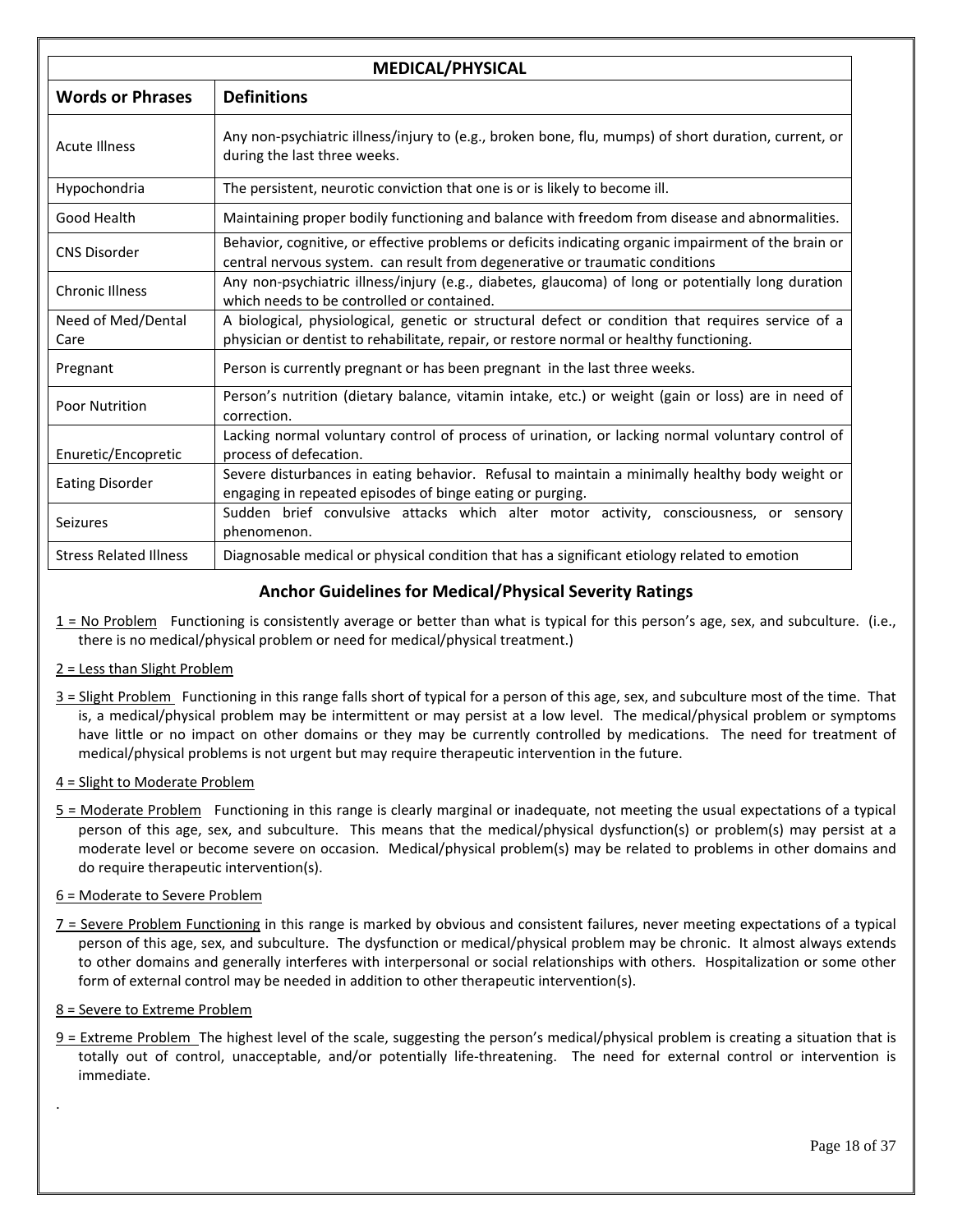| MEDICAL/PHYSICAL | |
|---|---|
| **Words or Phrases** | **Definitions** |
| Acute Illness | Any non-psychiatric illness/injury to (e.g., broken bone, flu, mumps) of short duration, current, or during the last three weeks. |
| Hypochondria | The persistent, neurotic conviction that one is or is likely to become ill. |
| Good Health | Maintaining proper bodily functioning and balance with freedom from disease and abnormalities. |
| CNS Disorder | Behavior, cognitive, or effective problems or deficits indicating organic impairment of the brain or central nervous system. can result from degenerative or traumatic conditions |
| Chronic Illness | Any non-psychiatric illness/injury (e.g., diabetes, glaucoma) of long or potentially long duration which needs to be controlled or contained. |
| Need of Med/Dental Care | A biological, physiological, genetic or structural defect or condition that requires service of a physician or dentist to rehabilitate, repair, or restore normal or healthy functioning. |
| Pregnant | Person is currently pregnant or has been pregnant in the last three weeks. |
| Poor Nutrition | Person's nutrition (dietary balance, vitamin intake, etc.) or weight (gain or loss) are in need of correction. |
| Enuretic/Encopretic | Lacking normal voluntary control of process of urination, or lacking normal voluntary control of process of defecation. |
| Eating Disorder | Severe disturbances in eating behavior. Refusal to maintain a minimally healthy body weight or engaging in repeated episodes of binge eating or purging. |
| Seizures | Sudden brief convulsive attacks which alter motor activity, consciousness, or sensory phenomenon. |
| Stress Related Illness | Diagnosable medical or physical condition that has a significant etiology related to emotion |

## Anchor Guidelines for Medical/Physical Severity Ratings

1 = No Problem Functioning is consistently average or better than what is typical for this person's age, sex, and subculture. (i.e., there is no medical/physical problem or need for medical/physical treatment.)

2 = Less than Slight Problem

3 = Slight Problem Functioning in this range falls short of typical for a person of this age, sex, and subculture most of the time. That is, a medical/physical problem may be intermittent or may persist at a low level. The medical/physical problem or symptoms have little or no impact on other domains or they may be currently controlled by medications. The need for treatment of medical/physical problems is not urgent but may require therapeutic intervention in the future.

4 = Slight to Moderate Problem

5 = Moderate Problem Functioning in this range is clearly marginal or inadequate, not meeting the usual expectations of a typical person of this age, sex, and subculture. This means that the medical/physical dysfunction(s) or problem(s) may persist at a moderate level or become severe on occasion. Medical/physical problem(s) may be related to problems in other domains and do require therapeutic intervention(s).

6 = Moderate to Severe Problem

7 = Severe Problem Functioning in this range is marked by obvious and consistent failures, never meeting expectations of a typical person of this age, sex, and subculture. The dysfunction or medical/physical problem may be chronic. It almost always extends to other domains and generally interferes with interpersonal or social relationships with others. Hospitalization or some other form of external control may be needed in addition to other therapeutic intervention(s).

8 = Severe to Extreme Problem

9 = Extreme Problem The highest level of the scale, suggesting the person's medical/physical problem is creating a situation that is totally out of control, unacceptable, and/or potentially life-threatening. The need for external control or intervention is immediate.

.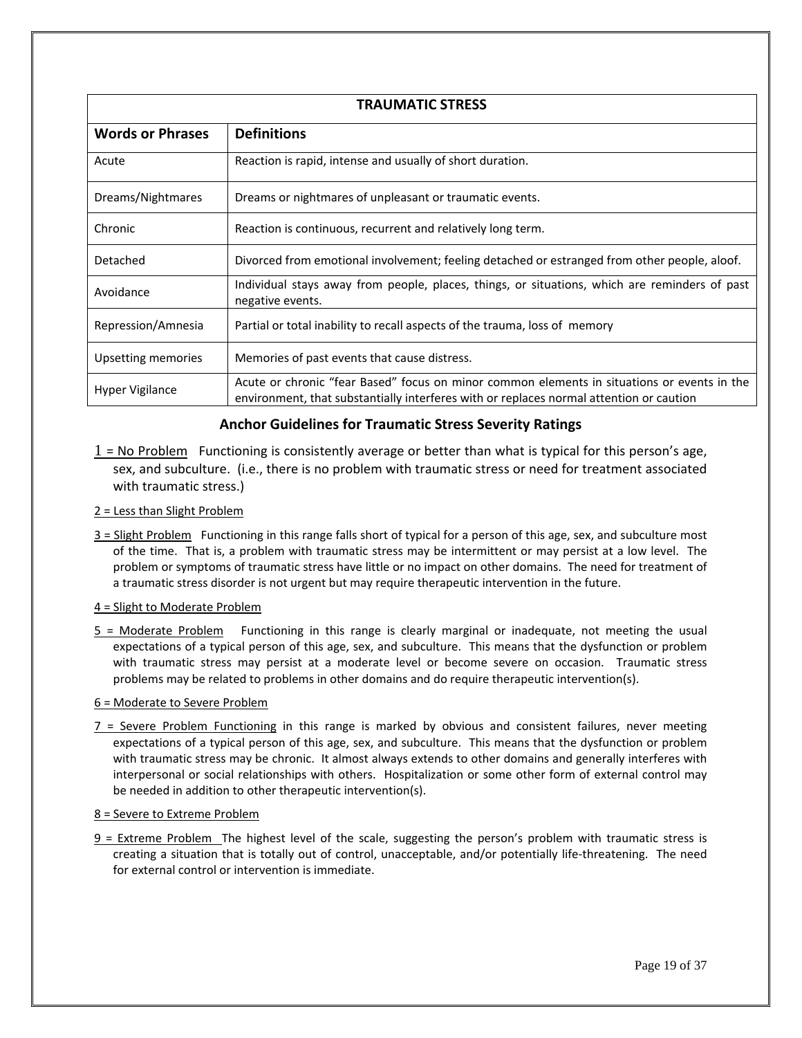| TRAUMATIC STRESS | |
|---|---|
| **Words or Phrases** | **Definitions** |
| Acute | Reaction is rapid, intense and usually of short duration. |
| Dreams/Nightmares | Dreams or nightmares of unpleasant or traumatic events. |
| Chronic | Reaction is continuous, recurrent and relatively long term. |
| Detached | Divorced from emotional involvement; feeling detached or estranged from other people, aloof. |
| Avoidance | Individual stays away from people, places, things, or situations, which are reminders of past negative events. |
| Repression/Amnesia | Partial or total inability to recall aspects of the trauma, loss of memory |
| Upsetting memories | Memories of past events that cause distress. |
| Hyper Vigilance | Acute or chronic "fear Based" focus on minor common elements in situations or events in the environment, that substantially interferes with or replaces normal attention or caution |

## Anchor Guidelines for Traumatic Stress Severity Ratings

1 = No Problem Functioning is consistently average or better than what is typical for this person's age, sex, and subculture. (i.e., there is no problem with traumatic stress or need for treatment associated with traumatic stress.)

2 = Less than Slight Problem

3 = Slight Problem Functioning in this range falls short of typical for a person of this age, sex, and subculture most of the time. That is, a problem with traumatic stress may be intermittent or may persist at a low level. The problem or symptoms of traumatic stress have little or no impact on other domains. The need for treatment of a traumatic stress disorder is not urgent but may require therapeutic intervention in the future.

4 = Slight to Moderate Problem

5 = Moderate Problem Functioning in this range is clearly marginal or inadequate, not meeting the usual expectations of a typical person of this age, sex, and subculture. This means that the dysfunction or problem with traumatic stress may persist at a moderate level or become severe on occasion. Traumatic stress problems may be related to problems in other domains and do require therapeutic intervention(s).

6 = Moderate to Severe Problem

7 = Severe Problem Functioning in this range is marked by obvious and consistent failures, never meeting expectations of a typical person of this age, sex, and subculture. This means that the dysfunction or problem with traumatic stress may be chronic. It almost always extends to other domains and generally interferes with interpersonal or social relationships with others. Hospitalization or some other form of external control may be needed in addition to other therapeutic intervention(s).

8 = Severe to Extreme Problem

9 = Extreme Problem The highest level of the scale, suggesting the person's problem with traumatic stress is creating a situation that is totally out of control, unacceptable, and/or potentially life-threatening. The need for external control or intervention is immediate.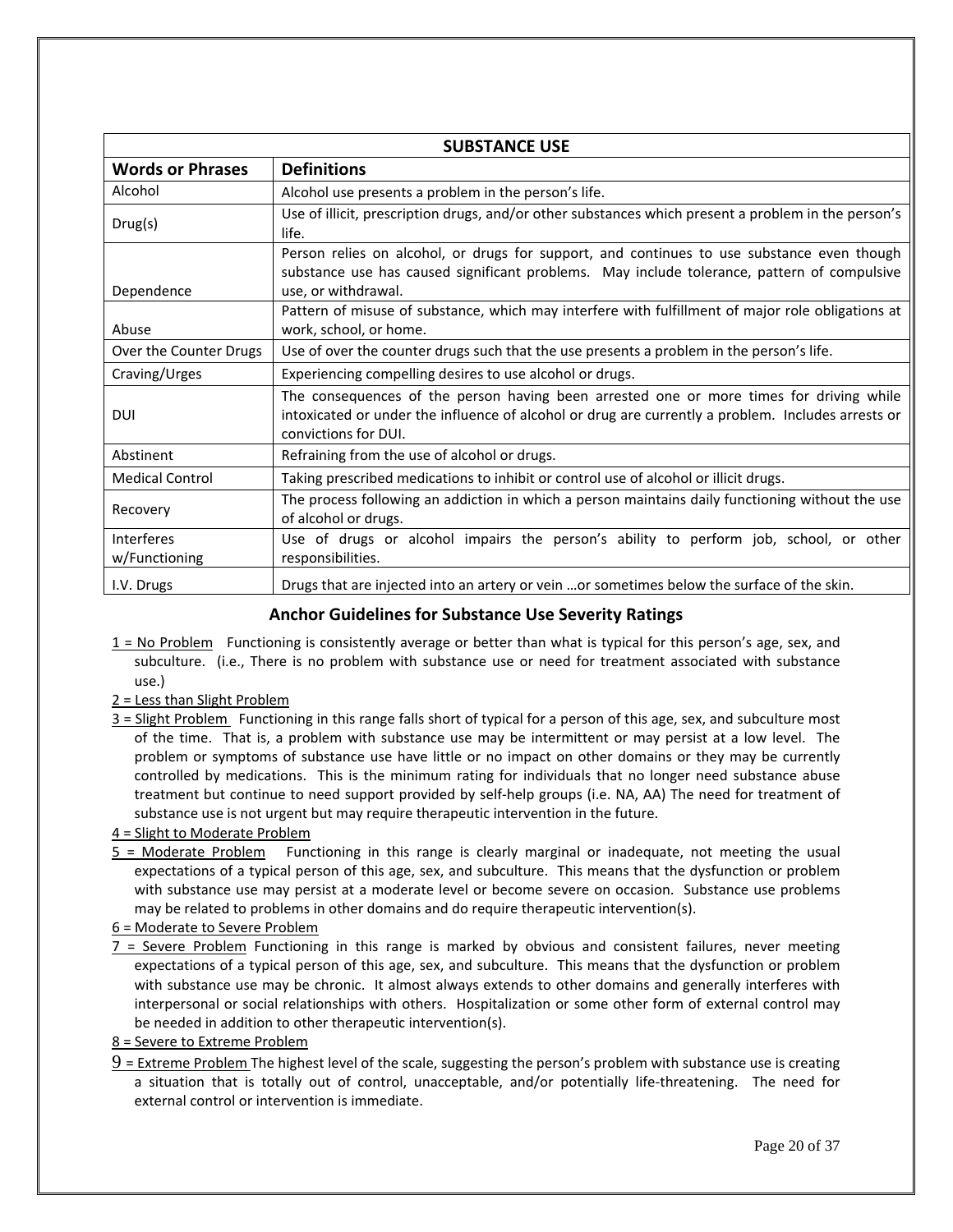| SUBSTANCE USE | |
|---|---|
| **Words or Phrases** | **Definitions** |
| Alcohol | Alcohol use presents a problem in the person's life. |
| Drug(s) | Use of illicit, prescription drugs, and/or other substances which present a problem in the person's life. |
| Dependence | Person relies on alcohol, or drugs for support, and continues to use substance even though substance use has caused significant problems. May include tolerance, pattern of compulsive use, or withdrawal. |
| Abuse | Pattern of misuse of substance, which may interfere with fulfillment of major role obligations at work, school, or home. |
| Over the Counter Drugs | Use of over the counter drugs such that the use presents a problem in the person's life. |
| Craving/Urges | Experiencing compelling desires to use alcohol or drugs. |
| DUI | The consequences of the person having been arrested one or more times for driving while intoxicated or under the influence of alcohol or drug are currently a problem. Includes arrests or convictions for DUI. |
| Abstinent | Refraining from the use of alcohol or drugs. |
| Medical Control | Taking prescribed medications to inhibit or control use of alcohol or illicit drugs. |
| Recovery | The process following an addiction in which a person maintains daily functioning without the use of alcohol or drugs. |
| Interferes w/Functioning | Use of drugs or alcohol impairs the person's ability to perform job, school, or other responsibilities. |
| I.V. Drugs | Drugs that are injected into an artery or vein …or sometimes below the surface of the skin. |

## Anchor Guidelines for Substance Use Severity Ratings

1 = No Problem Functioning is consistently average or better than what is typical for this person's age, sex, and subculture. (i.e., There is no problem with substance use or need for treatment associated with substance use.)

2 = Less than Slight Problem

3 = Slight Problem Functioning in this range falls short of typical for a person of this age, sex, and subculture most of the time. That is, a problem with substance use may be intermittent or may persist at a low level. The problem or symptoms of substance use have little or no impact on other domains or they may be currently controlled by medications. This is the minimum rating for individuals that no longer need substance abuse treatment but continue to need support provided by self-help groups (i.e. NA, AA) The need for treatment of substance use is not urgent but may require therapeutic intervention in the future.

4 = Slight to Moderate Problem

5 = Moderate Problem Functioning in this range is clearly marginal or inadequate, not meeting the usual expectations of a typical person of this age, sex, and subculture. This means that the dysfunction or problem with substance use may persist at a moderate level or become severe on occasion. Substance use problems may be related to problems in other domains and do require therapeutic intervention(s).

6 = Moderate to Severe Problem

7 = Severe Problem Functioning in this range is marked by obvious and consistent failures, never meeting expectations of a typical person of this age, sex, and subculture. This means that the dysfunction or problem with substance use may be chronic. It almost always extends to other domains and generally interferes with interpersonal or social relationships with others. Hospitalization or some other form of external control may be needed in addition to other therapeutic intervention(s).

8 = Severe to Extreme Problem

9 = Extreme Problem The highest level of the scale, suggesting the person's problem with substance use is creating a situation that is totally out of control, unacceptable, and/or potentially life-threatening. The need for external control or intervention is immediate.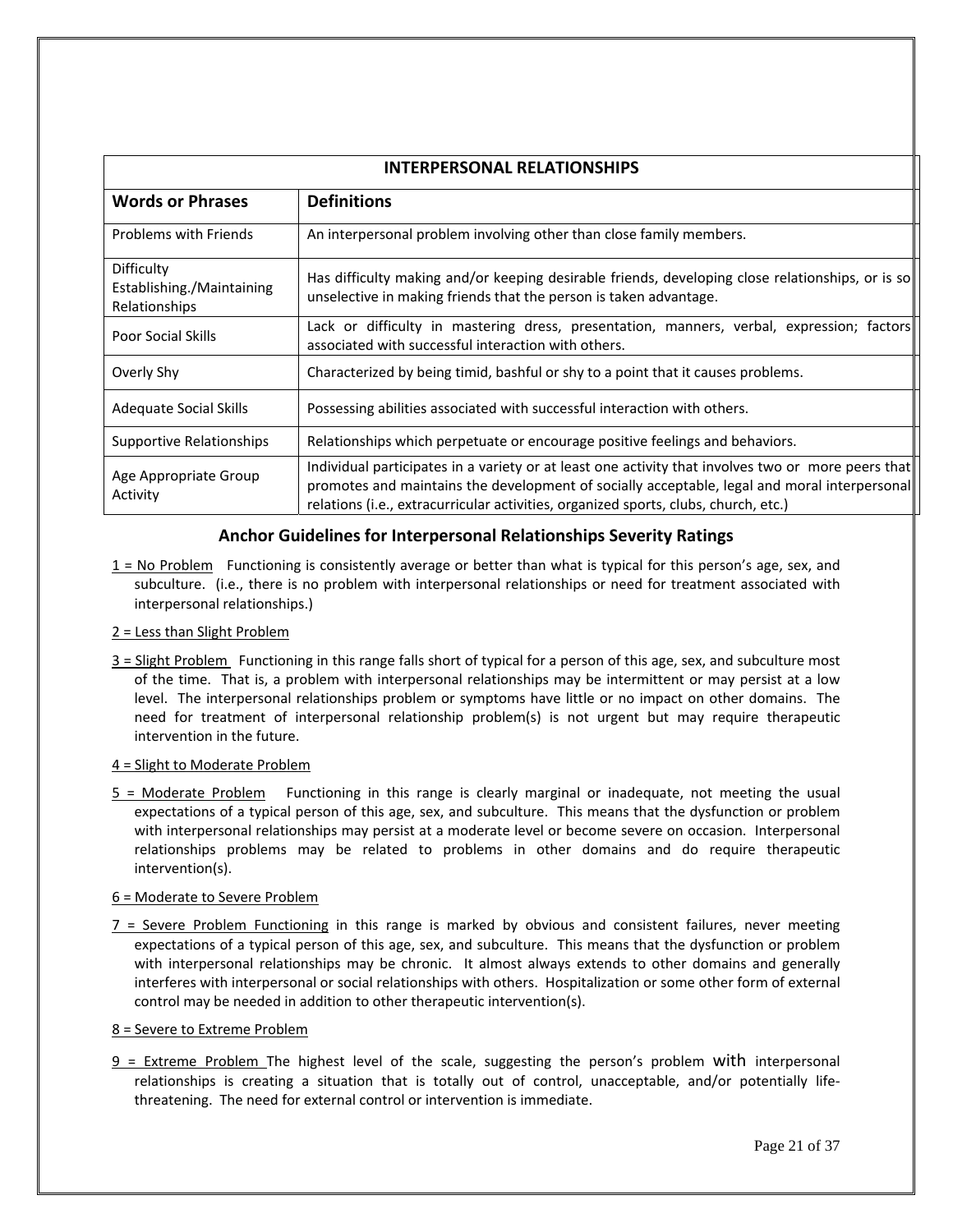| INTERPERSONAL RELATIONSHIPS | |
|---|---|
| **Words or Phrases** | **Definitions** |
| Problems with Friends | An interpersonal problem involving other than close family members. |
| Difficulty Establishing./Maintaining Relationships | Has difficulty making and/or keeping desirable friends, developing close relationships, or is so unselective in making friends that the person is taken advantage. |
| Poor Social Skills | Lack or difficulty in mastering dress, presentation, manners, verbal, expression; factors associated with successful interaction with others. |
| Overly Shy | Characterized by being timid, bashful or shy to a point that it causes problems. |
| Adequate Social Skills | Possessing abilities associated with successful interaction with others. |
| Supportive Relationships | Relationships which perpetuate or encourage positive feelings and behaviors. |
| Age Appropriate Group Activity | Individual participates in a variety or at least one activity that involves two or more peers that promotes and maintains the development of socially acceptable, legal and moral interpersonal relations (i.e., extracurricular activities, organized sports, clubs, church, etc.) |

## Anchor Guidelines for Interpersonal Relationships Severity Ratings

1 = No Problem Functioning is consistently average or better than what is typical for this person's age, sex, and subculture. (i.e., there is no problem with interpersonal relationships or need for treatment associated with interpersonal relationships.)

2 = Less than Slight Problem

3 = Slight Problem Functioning in this range falls short of typical for a person of this age, sex, and subculture most of the time. That is, a problem with interpersonal relationships may be intermittent or may persist at a low level. The interpersonal relationships problem or symptoms have little or no impact on other domains. The need for treatment of interpersonal relationship problem(s) is not urgent but may require therapeutic intervention in the future.

4 = Slight to Moderate Problem

5 = Moderate Problem Functioning in this range is clearly marginal or inadequate, not meeting the usual expectations of a typical person of this age, sex, and subculture. This means that the dysfunction or problem with interpersonal relationships may persist at a moderate level or become severe on occasion. Interpersonal relationships problems may be related to problems in other domains and do require therapeutic intervention(s).

6 = Moderate to Severe Problem

7 = Severe Problem Functioning in this range is marked by obvious and consistent failures, never meeting expectations of a typical person of this age, sex, and subculture. This means that the dysfunction or problem with interpersonal relationships may be chronic. It almost always extends to other domains and generally interferes with interpersonal or social relationships with others. Hospitalization or some other form of external control may be needed in addition to other therapeutic intervention(s).

8 = Severe to Extreme Problem

9 = Extreme Problem The highest level of the scale, suggesting the person's problem with interpersonal relationships is creating a situation that is totally out of control, unacceptable, and/or potentially life-threatening. The need for external control or intervention is immediate.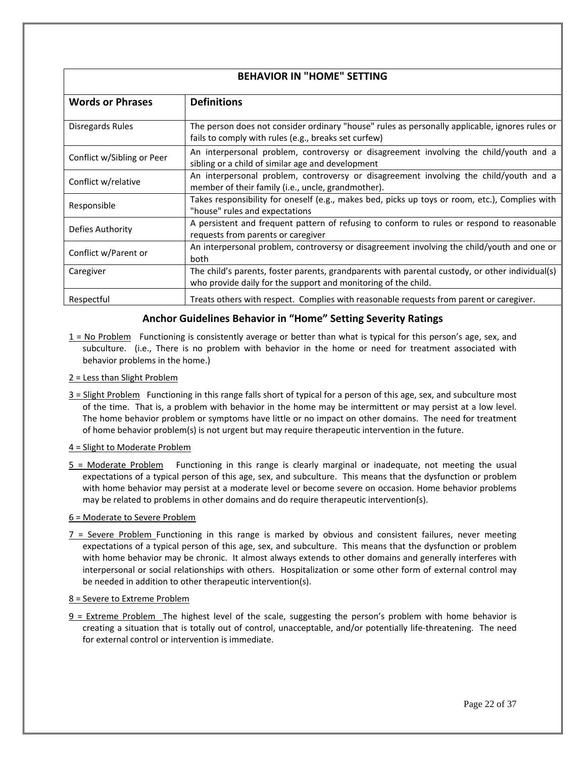| BEHAVIOR IN "HOME" SETTING | |
|---|---|
| **Words or Phrases** | **Definitions** |
| Disregards Rules | The person does not consider ordinary "house" rules as personally applicable, ignores rules or fails to comply with rules (e.g., breaks set curfew) |
| Conflict w/Sibling or Peer | An interpersonal problem, controversy or disagreement involving the child/youth and a sibling or a child of similar age and development |
| Conflict w/relative | An interpersonal problem, controversy or disagreement involving the child/youth and a member of their family (i.e., uncle, grandmother). |
| Responsible | Takes responsibility for oneself (e.g., makes bed, picks up toys or room, etc.), Complies with "house" rules and expectations |
| Defies Authority | A persistent and frequent pattern of refusing to conform to rules or respond to reasonable requests from parents or caregiver |
| Conflict w/Parent or | An interpersonal problem, controversy or disagreement involving the child/youth and one or both |
| Caregiver | The child's parents, foster parents, grandparents with parental custody, or other individual(s) who provide daily for the support and monitoring of the child. |
| Respectful | Treats others with respect. Complies with reasonable requests from parent or caregiver. |

## Anchor Guidelines Behavior in "Home" Setting Severity Ratings

1 = No Problem Functioning is consistently average or better than what is typical for this person's age, sex, and subculture. (i.e., There is no problem with behavior in the home or need for treatment associated with behavior problems in the home.)

2 = Less than Slight Problem

3 = Slight Problem Functioning in this range falls short of typical for a person of this age, sex, and subculture most of the time. That is, a problem with behavior in the home may be intermittent or may persist at a low level. The home behavior problem or symptoms have little or no impact on other domains. The need for treatment of home behavior problem(s) is not urgent but may require therapeutic intervention in the future.

4 = Slight to Moderate Problem

5 = Moderate Problem Functioning in this range is clearly marginal or inadequate, not meeting the usual expectations of a typical person of this age, sex, and subculture. This means that the dysfunction or problem with home behavior may persist at a moderate level or become severe on occasion. Home behavior problems may be related to problems in other domains and do require therapeutic intervention(s).

6 = Moderate to Severe Problem

7 = Severe Problem Functioning in this range is marked by obvious and consistent failures, never meeting expectations of a typical person of this age, sex, and subculture. This means that the dysfunction or problem with home behavior may be chronic. It almost always extends to other domains and generally interferes with interpersonal or social relationships with others. Hospitalization or some other form of external control may be needed in addition to other therapeutic intervention(s).

8 = Severe to Extreme Problem

9 = Extreme Problem The highest level of the scale, suggesting the person's problem with home behavior is creating a situation that is totally out of control, unacceptable, and/or potentially life-threatening. The need for external control or intervention is immediate.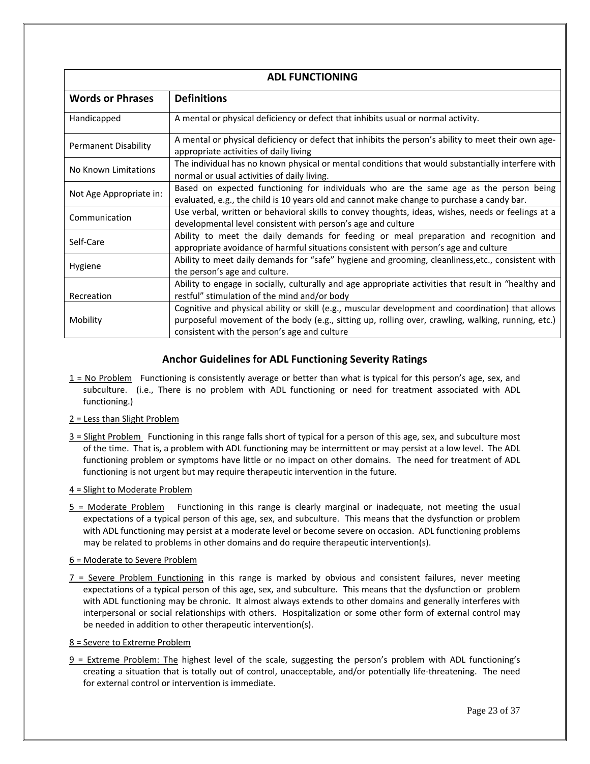| ADL FUNCTIONING | |
|---|---|
| **Words or Phrases** | **Definitions** |
| Handicapped | A mental or physical deficiency or defect that inhibits usual or normal activity. |
| Permanent Disability | A mental or physical deficiency or defect that inhibits the person's ability to meet their own age-appropriate activities of daily living |
| No Known Limitations | The individual has no known physical or mental conditions that would substantially interfere with normal or usual activities of daily living. |
| Not Age Appropriate in: | Based on expected functioning for individuals who are the same age as the person being evaluated, e.g., the child is 10 years old and cannot make change to purchase a candy bar. |
| Communication | Use verbal, written or behavioral skills to convey thoughts, ideas, wishes, needs or feelings at a developmental level consistent with person's age and culture |
| Self-Care | Ability to meet the daily demands for feeding or meal preparation and recognition and appropriate avoidance of harmful situations consistent with person's age and culture |
| Hygiene | Ability to meet daily demands for "safe" hygiene and grooming, cleanliness,etc., consistent with the person's age and culture. |
| Recreation | Ability to engage in socially, culturally and age appropriate activities that result in "healthy and restful" stimulation of the mind and/or body |
| Mobility | Cognitive and physical ability or skill (e.g., muscular development and coordination) that allows purposeful movement of the body (e.g., sitting up, rolling over, crawling, walking, running, etc.) consistent with the person's age and culture |

## Anchor Guidelines for ADL Functioning Severity Ratings

1 = No Problem Functioning is consistently average or better than what is typical for this person's age, sex, and subculture. (i.e., There is no problem with ADL functioning or need for treatment associated with ADL functioning.)

2 = Less than Slight Problem

3 = Slight Problem Functioning in this range falls short of typical for a person of this age, sex, and subculture most of the time. That is, a problem with ADL functioning may be intermittent or may persist at a low level. The ADL functioning problem or symptoms have little or no impact on other domains. The need for treatment of ADL functioning is not urgent but may require therapeutic intervention in the future.

4 = Slight to Moderate Problem

5 = Moderate Problem Functioning in this range is clearly marginal or inadequate, not meeting the usual expectations of a typical person of this age, sex, and subculture. This means that the dysfunction or problem with ADL functioning may persist at a moderate level or become severe on occasion. ADL functioning problems may be related to problems in other domains and do require therapeutic intervention(s).

6 = Moderate to Severe Problem

7 = Severe Problem Functioning in this range is marked by obvious and consistent failures, never meeting expectations of a typical person of this age, sex, and subculture. This means that the dysfunction or problem with ADL functioning may be chronic. It almost always extends to other domains and generally interferes with interpersonal or social relationships with others. Hospitalization or some other form of external control may be needed in addition to other therapeutic intervention(s).

8 = Severe to Extreme Problem

9 = Extreme Problem: The highest level of the scale, suggesting the person's problem with ADL functioning's creating a situation that is totally out of control, unacceptable, and/or potentially life-threatening. The need for external control or intervention is immediate.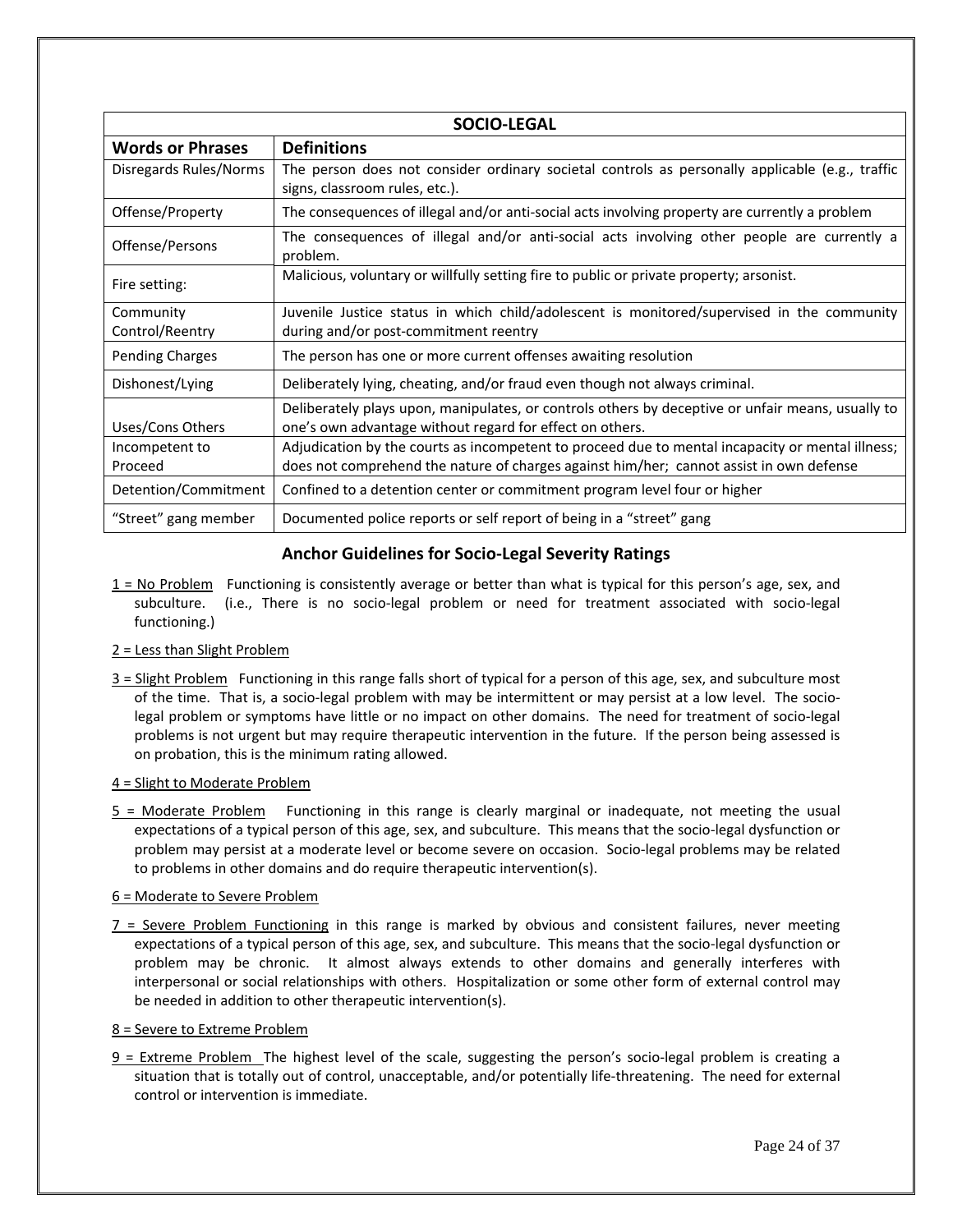| SOCIO-LEGAL | |
|---|---|
| **Words or Phrases** | **Definitions** |
| Disregards Rules/Norms | The person does not consider ordinary societal controls as personally applicable (e.g., traffic signs, classroom rules, etc.). |
| Offense/Property | The consequences of illegal and/or anti-social acts involving property are currently a problem |
| Offense/Persons | The consequences of illegal and/or anti-social acts involving other people are currently a problem. |
| Fire setting: | Malicious, voluntary or willfully setting fire to public or private property; arsonist. |
| Community Control/Reentry | Juvenile Justice status in which child/adolescent is monitored/supervised in the community during and/or post-commitment reentry |
| Pending Charges | The person has one or more current offenses awaiting resolution |
| Dishonest/Lying | Deliberately lying, cheating, and/or fraud even though not always criminal. |
| Uses/Cons Others | Deliberately plays upon, manipulates, or controls others by deceptive or unfair means, usually to one's own advantage without regard for effect on others. |
| Incompetent to Proceed | Adjudication by the courts as incompetent to proceed due to mental incapacity or mental illness; does not comprehend the nature of charges against him/her; cannot assist in own defense |
| Detention/Commitment | Confined to a detention center or commitment program level four or higher |
| "Street" gang member | Documented police reports or self report of being in a "street" gang |

## Anchor Guidelines for Socio-Legal Severity Ratings

1 = No Problem Functioning is consistently average or better than what is typical for this person's age, sex, and subculture. (i.e., There is no socio-legal problem or need for treatment associated with socio-legal functioning.)

2 = Less than Slight Problem

3 = Slight Problem Functioning in this range falls short of typical for a person of this age, sex, and subculture most of the time. That is, a socio-legal problem with may be intermittent or may persist at a low level. The socio-legal problem or symptoms have little or no impact on other domains. The need for treatment of socio-legal problems is not urgent but may require therapeutic intervention in the future. If the person being assessed is on probation, this is the minimum rating allowed.

4 = Slight to Moderate Problem

5 = Moderate Problem Functioning in this range is clearly marginal or inadequate, not meeting the usual expectations of a typical person of this age, sex, and subculture. This means that the socio-legal dysfunction or problem may persist at a moderate level or become severe on occasion. Socio-legal problems may be related to problems in other domains and do require therapeutic intervention(s).

6 = Moderate to Severe Problem

7 = Severe Problem Functioning in this range is marked by obvious and consistent failures, never meeting expectations of a typical person of this age, sex, and subculture. This means that the socio-legal dysfunction or problem may be chronic. It almost always extends to other domains and generally interferes with interpersonal or social relationships with others. Hospitalization or some other form of external control may be needed in addition to other therapeutic intervention(s).

8 = Severe to Extreme Problem

9 = Extreme Problem The highest level of the scale, suggesting the person's socio-legal problem is creating a situation that is totally out of control, unacceptable, and/or potentially life-threatening. The need for external control or intervention is immediate.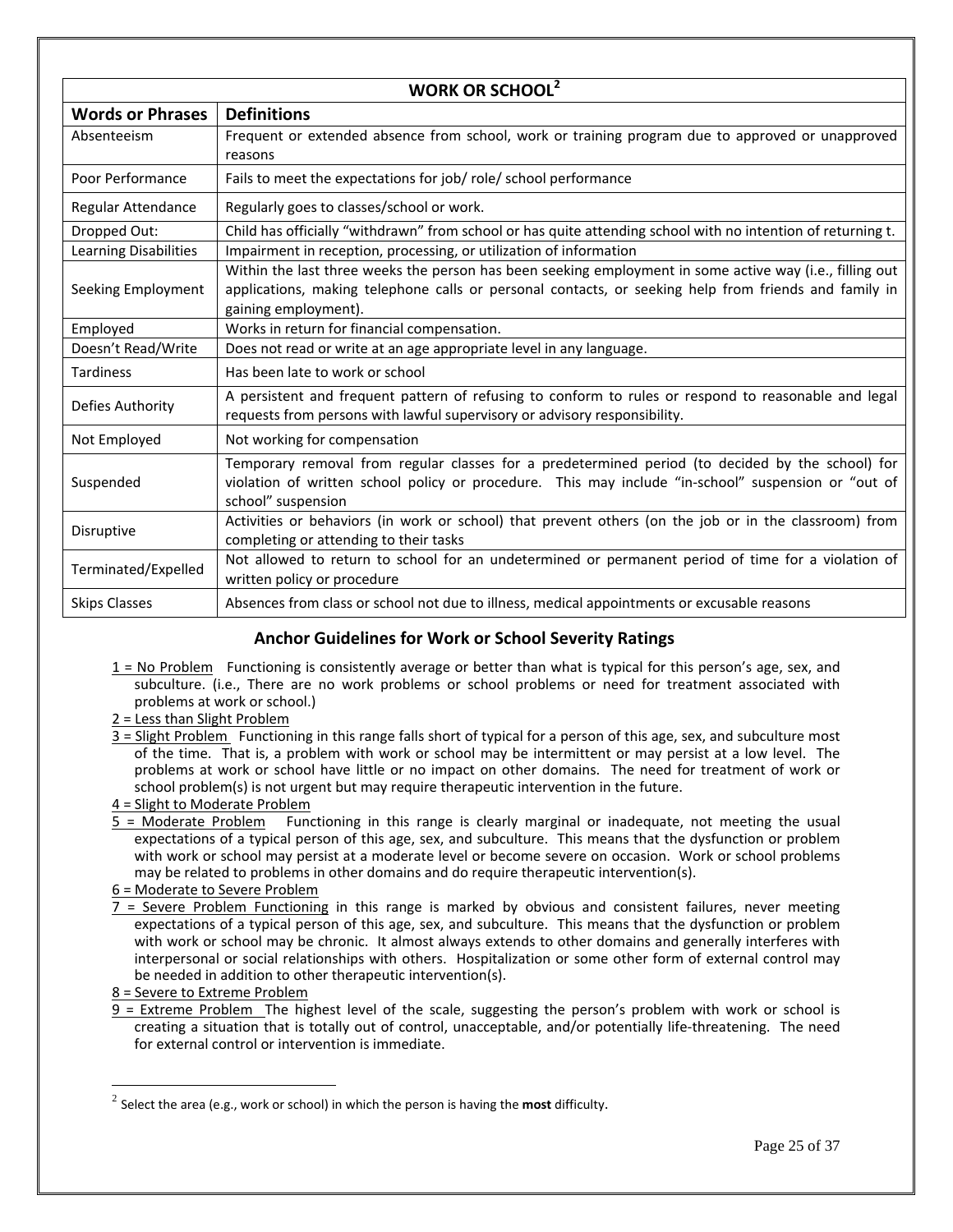| WORK OR SCHOOL[2] | |
|---|---|
| **Words or Phrases** | **Definitions** |
| Absenteeism | Frequent or extended absence from school, work or training program due to approved or unapproved reasons |
| Poor Performance | Fails to meet the expectations for job/ role/ school performance |
| Regular Attendance | Regularly goes to classes/school or work. |
| Dropped Out: | Child has officially "withdrawn" from school or has quite attending school with no intention of returning t. |
| Learning Disabilities | Impairment in reception, processing, or utilization of information |
| Seeking Employment | Within the last three weeks the person has been seeking employment in some active way (i.e., filling out applications, making telephone calls or personal contacts, or seeking help from friends and family in gaining employment). |
| Employed | Works in return for financial compensation. |
| Doesn't Read/Write | Does not read or write at an age appropriate level in any language. |
| Tardiness | Has been late to work or school |
| Defies Authority | A persistent and frequent pattern of refusing to conform to rules or respond to reasonable and legal requests from persons with lawful supervisory or advisory responsibility. |
| Not Employed | Not working for compensation |
| Suspended | Temporary removal from regular classes for a predetermined period (to decided by the school) for violation of written school policy or procedure. This may include "in-school" suspension or "out of school" suspension |
| Disruptive | Activities or behaviors (in work or school) that prevent others (on the job or in the classroom) from completing or attending to their tasks |
| Terminated/Expelled | Not allowed to return to school for an undetermined or permanent period of time for a violation of written policy or procedure |
| Skips Classes | Absences from class or school not due to illness, medical appointments or excusable reasons |

## Anchor Guidelines for Work or School Severity Ratings

1 = No Problem Functioning is consistently average or better than what is typical for this person's age, sex, and subculture. (i.e., There are no work problems or school problems or need for treatment associated with problems at work or school.)

2 = Less than Slight Problem

3 = Slight Problem Functioning in this range falls short of typical for a person of this age, sex, and subculture most of the time. That is, a problem with work or school may be intermittent or may persist at a low level. The problems at work or school have little or no impact on other domains. The need for treatment of work or school problem(s) is not urgent but may require therapeutic intervention in the future.

4 = Slight to Moderate Problem

5 = Moderate Problem Functioning in this range is clearly marginal or inadequate, not meeting the usual expectations of a typical person of this age, sex, and subculture. This means that the dysfunction or problem with work or school may persist at a moderate level or become severe on occasion. Work or school problems may be related to problems in other domains and do require therapeutic intervention(s).

6 = Moderate to Severe Problem

7 = Severe Problem Functioning in this range is marked by obvious and consistent failures, never meeting expectations of a typical person of this age, sex, and subculture. This means that the dysfunction or problem with work or school may be chronic. It almost always extends to other domains and generally interferes with interpersonal or social relationships with others. Hospitalization or some other form of external control may be needed in addition to other therapeutic intervention(s).

8 = Severe to Extreme Problem

9 = Extreme Problem The highest level of the scale, suggesting the person's problem with work or school is creating a situation that is totally out of control, unacceptable, and/or potentially life-threatening. The need for external control or intervention is immediate.

---

[2] Select the area (e.g., work or school) in which the person is having the **most** difficulty.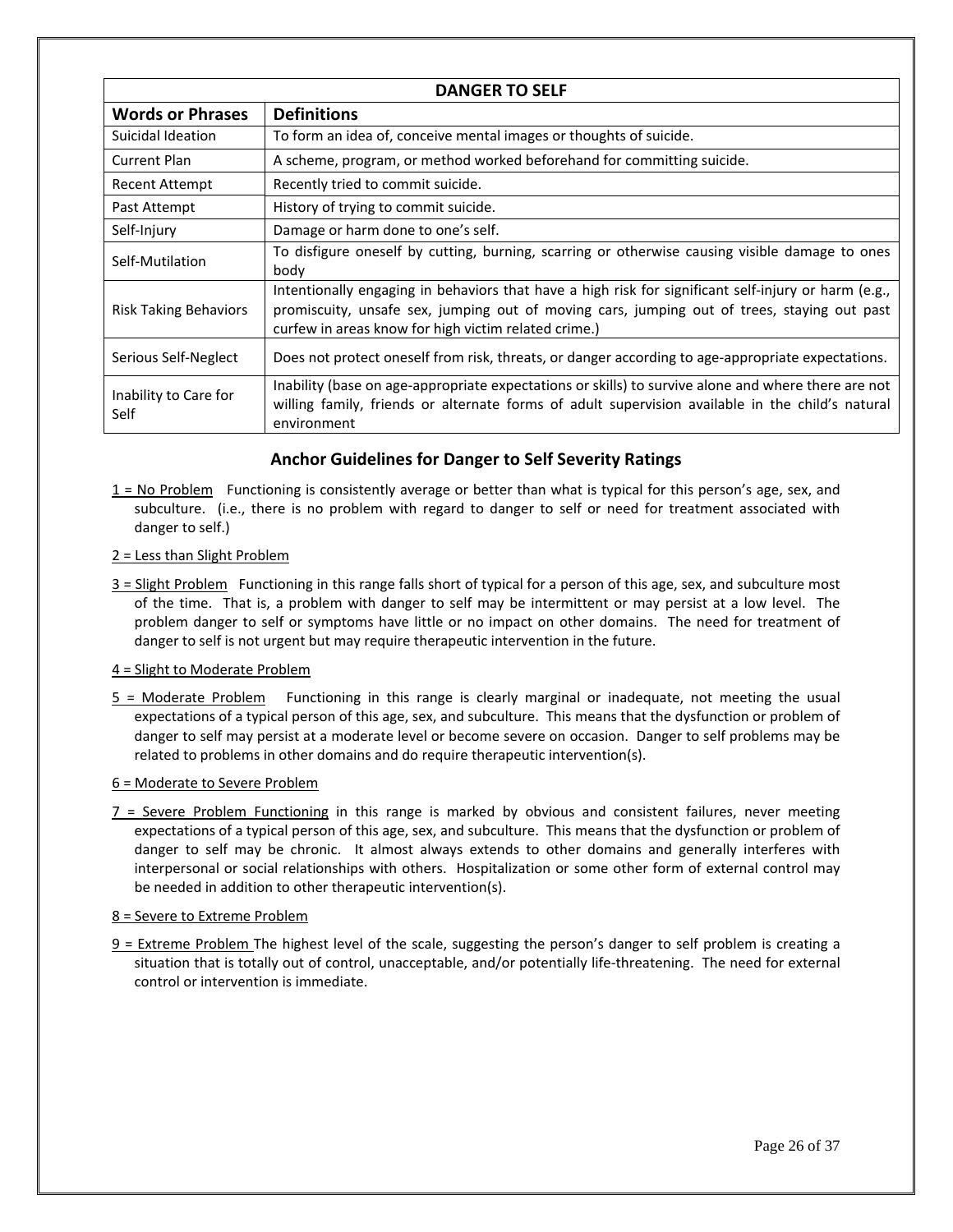| DANGER TO SELF | |
|---|---|
| **Words or Phrases** | **Definitions** |
| Suicidal Ideation | To form an idea of, conceive mental images or thoughts of suicide. |
| Current Plan | A scheme, program, or method worked beforehand for committing suicide. |
| Recent Attempt | Recently tried to commit suicide. |
| Past Attempt | History of trying to commit suicide. |
| Self-Injury | Damage or harm done to one's self. |
| Self-Mutilation | To disfigure oneself by cutting, burning, scarring or otherwise causing visible damage to ones body |
| Risk Taking Behaviors | Intentionally engaging in behaviors that have a high risk for significant self-injury or harm (e.g., promiscuity, unsafe sex, jumping out of moving cars, jumping out of trees, staying out past curfew in areas know for high victim related crime.) |
| Serious Self-Neglect | Does not protect oneself from risk, threats, or danger according to age-appropriate expectations. |
| Inability to Care for Self | Inability (base on age-appropriate expectations or skills) to survive alone and where there are not willing family, friends or alternate forms of adult supervision available in the child's natural environment |

## Anchor Guidelines for Danger to Self Severity Ratings

1 = No Problem  Functioning is consistently average or better than what is typical for this person's age, sex, and subculture. (i.e., there is no problem with regard to danger to self or need for treatment associated with danger to self.)

2 = Less than Slight Problem

3 = Slight Problem  Functioning in this range falls short of typical for a person of this age, sex, and subculture most of the time. That is, a problem with danger to self may be intermittent or may persist at a low level. The problem danger to self or symptoms have little or no impact on other domains. The need for treatment of danger to self is not urgent but may require therapeutic intervention in the future.

4 = Slight to Moderate Problem

5 = Moderate Problem  Functioning in this range is clearly marginal or inadequate, not meeting the usual expectations of a typical person of this age, sex, and subculture. This means that the dysfunction or problem of danger to self may persist at a moderate level or become severe on occasion. Danger to self problems may be related to problems in other domains and do require therapeutic intervention(s).

6 = Moderate to Severe Problem

7 = Severe Problem Functioning in this range is marked by obvious and consistent failures, never meeting expectations of a typical person of this age, sex, and subculture. This means that the dysfunction or problem of danger to self may be chronic. It almost always extends to other domains and generally interferes with interpersonal or social relationships with others. Hospitalization or some other form of external control may be needed in addition to other therapeutic intervention(s).

8 = Severe to Extreme Problem

9 = Extreme Problem The highest level of the scale, suggesting the person's danger to self problem is creating a situation that is totally out of control, unacceptable, and/or potentially life-threatening. The need for external control or intervention is immediate.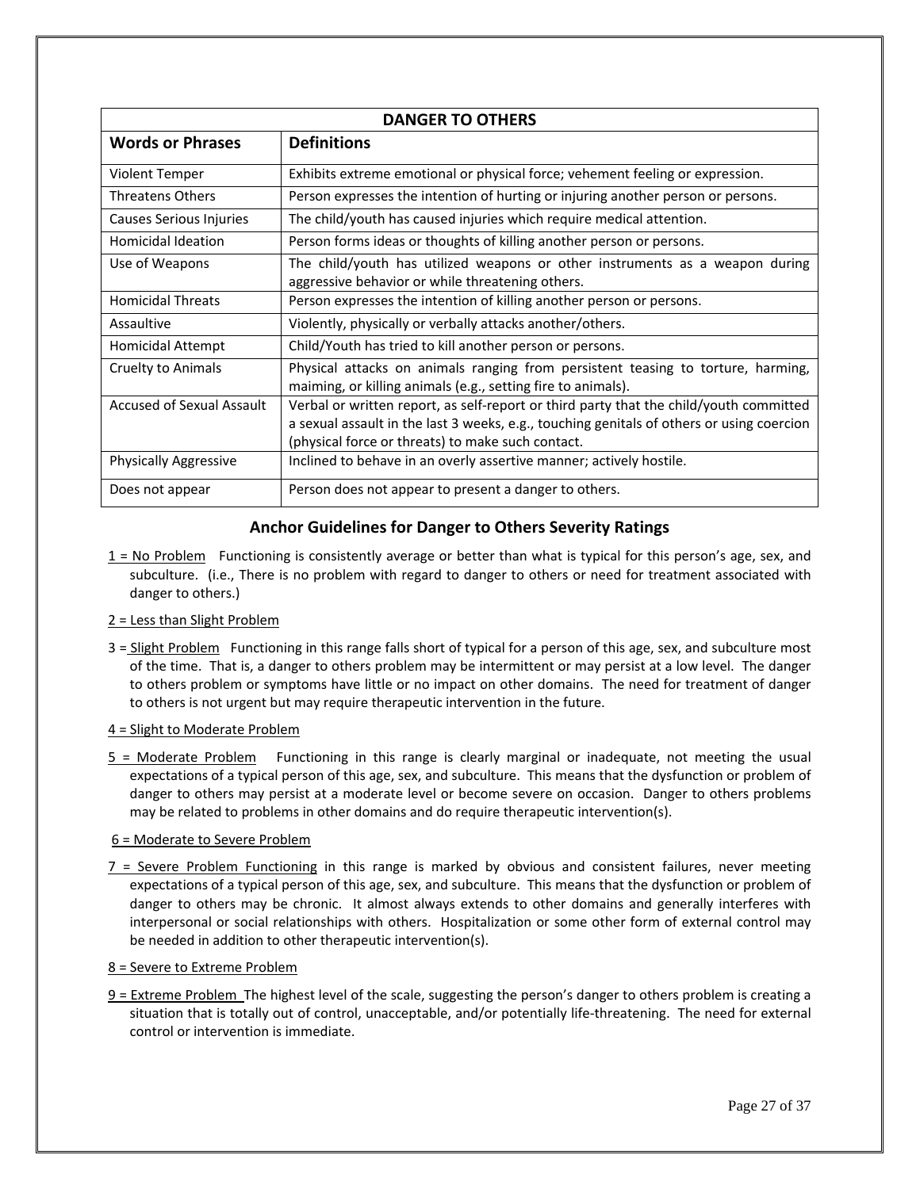| DANGER TO OTHERS | |
|---|---|
| **Words or Phrases** | **Definitions** |
| Violent Temper | Exhibits extreme emotional or physical force; vehement feeling or expression. |
| Threatens Others | Person expresses the intention of hurting or injuring another person or persons. |
| Causes Serious Injuries | The child/youth has caused injuries which require medical attention. |
| Homicidal Ideation | Person forms ideas or thoughts of killing another person or persons. |
| Use of Weapons | The child/youth has utilized weapons or other instruments as a weapon during aggressive behavior or while threatening others. |
| Homicidal Threats | Person expresses the intention of killing another person or persons. |
| Assaultive | Violently, physically or verbally attacks another/others. |
| Homicidal Attempt | Child/Youth has tried to kill another person or persons. |
| Cruelty to Animals | Physical attacks on animals ranging from persistent teasing to torture, harming, maiming, or killing animals (e.g., setting fire to animals). |
| Accused of Sexual Assault | Verbal or written report, as self-report or third party that the child/youth committed a sexual assault in the last 3 weeks, e.g., touching genitals of others or using coercion (physical force or threats) to make such contact. |
| Physically Aggressive | Inclined to behave in an overly assertive manner; actively hostile. |
| Does not appear | Person does not appear to present a danger to others. |

## Anchor Guidelines for Danger to Others Severity Ratings

1 = No Problem   Functioning is consistently average or better than what is typical for this person's age, sex, and subculture. (i.e., There is no problem with regard to danger to others or need for treatment associated with danger to others.)

2 = Less than Slight Problem

3 = Slight Problem   Functioning in this range falls short of typical for a person of this age, sex, and subculture most of the time. That is, a danger to others problem may be intermittent or may persist at a low level. The danger to others problem or symptoms have little or no impact on other domains. The need for treatment of danger to others is not urgent but may require therapeutic intervention in the future.

4 = Slight to Moderate Problem

5 = Moderate Problem   Functioning in this range is clearly marginal or inadequate, not meeting the usual expectations of a typical person of this age, sex, and subculture. This means that the dysfunction or problem of danger to others may persist at a moderate level or become severe on occasion. Danger to others problems may be related to problems in other domains and do require therapeutic intervention(s).

6 = Moderate to Severe Problem

7 = Severe Problem Functioning in this range is marked by obvious and consistent failures, never meeting expectations of a typical person of this age, sex, and subculture. This means that the dysfunction or problem of danger to others may be chronic. It almost always extends to other domains and generally interferes with interpersonal or social relationships with others. Hospitalization or some other form of external control may be needed in addition to other therapeutic intervention(s).

8 = Severe to Extreme Problem

9 = Extreme Problem The highest level of the scale, suggesting the person's danger to others problem is creating a situation that is totally out of control, unacceptable, and/or potentially life-threatening. The need for external control or intervention is immediate.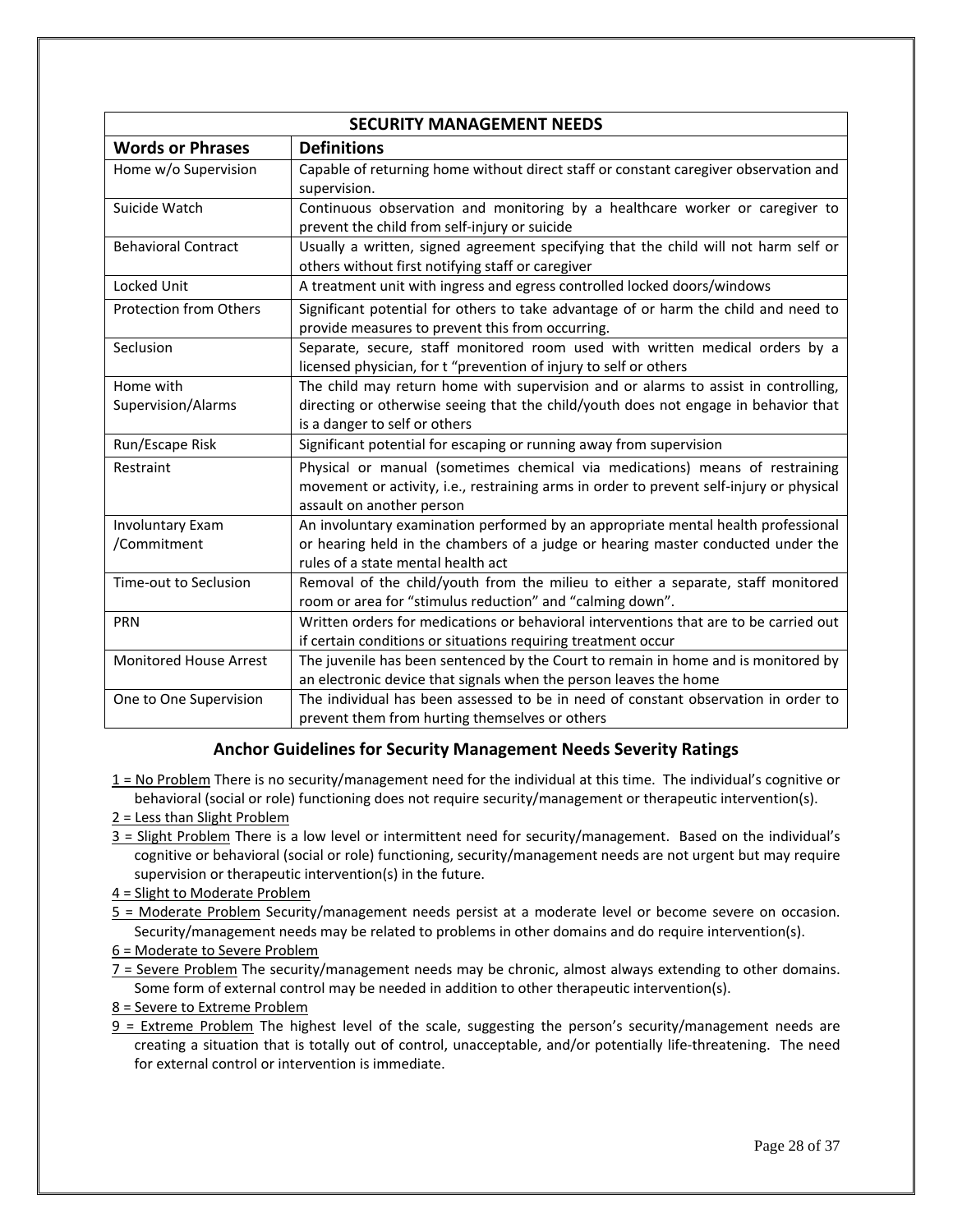| SECURITY MANAGEMENT NEEDS | |
|---|---|
| **Words or Phrases** | **Definitions** |
| Home w/o Supervision | Capable of returning home without direct staff or constant caregiver observation and supervision. |
| Suicide Watch | Continuous observation and monitoring by a healthcare worker or caregiver to prevent the child from self-injury or suicide |
| Behavioral Contract | Usually a written, signed agreement specifying that the child will not harm self or others without first notifying staff or caregiver |
| Locked Unit | A treatment unit with ingress and egress controlled locked doors/windows |
| Protection from Others | Significant potential for others to take advantage of or harm the child and need to provide measures to prevent this from occurring. |
| Seclusion | Separate, secure, staff monitored room used with written medical orders by a licensed physician, for t "prevention of injury to self or others |
| Home with Supervision/Alarms | The child may return home with supervision and or alarms to assist in controlling, directing or otherwise seeing that the child/youth does not engage in behavior that is a danger to self or others |
| Run/Escape Risk | Significant potential for escaping or running away from supervision |
| Restraint | Physical or manual (sometimes chemical via medications) means of restraining movement or activity, i.e., restraining arms in order to prevent self-injury or physical assault on another person |
| Involuntary Exam /Commitment | An involuntary examination performed by an appropriate mental health professional or hearing held in the chambers of a judge or hearing master conducted under the rules of a state mental health act |
| Time-out to Seclusion | Removal of the child/youth from the milieu to either a separate, staff monitored room or area for "stimulus reduction" and "calming down". |
| PRN | Written orders for medications or behavioral interventions that are to be carried out if certain conditions or situations requiring treatment occur |
| Monitored House Arrest | The juvenile has been sentenced by the Court to remain in home and is monitored by an electronic device that signals when the person leaves the home |
| One to One Supervision | The individual has been assessed to be in need of constant observation in order to prevent them from hurting themselves or others |

## Anchor Guidelines for Security Management Needs Severity Ratings

<u>1 = No Problem</u> There is no security/management need for the individual at this time. The individual's cognitive or behavioral (social or role) functioning does not require security/management or therapeutic intervention(s).

<u>2 = Less than Slight Problem</u>

<u>3 = Slight Problem</u> There is a low level or intermittent need for security/management. Based on the individual's cognitive or behavioral (social or role) functioning, security/management needs are not urgent but may require supervision or therapeutic intervention(s) in the future.

<u>4 = Slight to Moderate Problem</u>

<u>5 = Moderate Problem</u> Security/management needs persist at a moderate level or become severe on occasion. Security/management needs may be related to problems in other domains and do require intervention(s).

<u>6 = Moderate to Severe Problem</u>

<u>7 = Severe Problem</u> The security/management needs may be chronic, almost always extending to other domains. Some form of external control may be needed in addition to other therapeutic intervention(s).

<u>8 = Severe to Extreme Problem</u>

<u>9 = Extreme Problem</u> The highest level of the scale, suggesting the person's security/management needs are creating a situation that is totally out of control, unacceptable, and/or potentially life-threatening. The need for external control or intervention is immediate.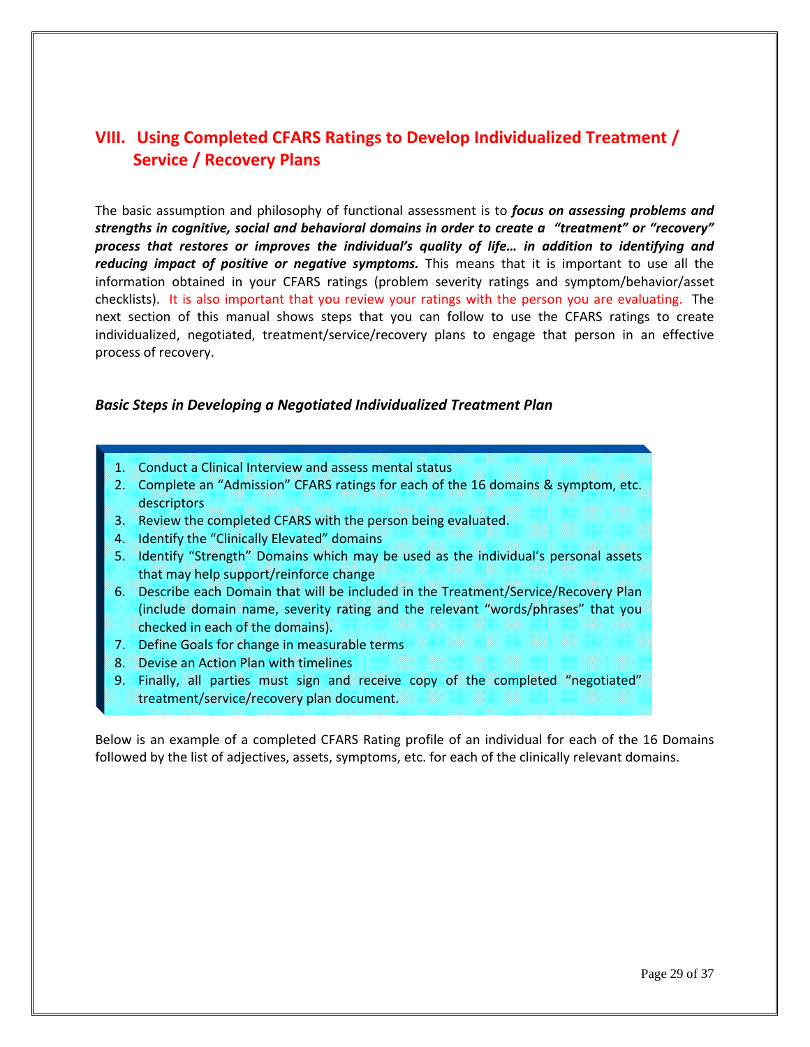## VIII. Using Completed CFARS Ratings to Develop Individualized Treatment / Service / Recovery Plans

The basic assumption and philosophy of functional assessment is to ***focus on assessing problems and strengths in cognitive, social and behavioral domains in order to create a "treatment" or "recovery" process that restores or improves the individual's quality of life… in addition to identifying and reducing impact of positive or negative symptoms.*** This means that it is important to use all the information obtained in your CFARS ratings (problem severity ratings and symptom/behavior/asset checklists). It is also important that you review your ratings with the person you are evaluating. The next section of this manual shows steps that you can follow to use the CFARS ratings to create individualized, negotiated, treatment/service/recovery plans to engage that person in an effective process of recovery.

### *Basic Steps in Developing a Negotiated Individualized Treatment Plan*

1. Conduct a Clinical Interview and assess mental status
2. Complete an "Admission" CFARS ratings for each of the 16 domains & symptom, etc. descriptors
3. Review the completed CFARS with the person being evaluated.
4. Identify the "Clinically Elevated" domains
5. Identify "Strength" Domains which may be used as the individual's personal assets that may help support/reinforce change
6. Describe each Domain that will be included in the Treatment/Service/Recovery Plan (include domain name, severity rating and the relevant "words/phrases" that you checked in each of the domains).
7. Define Goals for change in measurable terms
8. Devise an Action Plan with timelines
9. Finally, all parties must sign and receive copy of the completed "negotiated" treatment/service/recovery plan document.

Below is an example of a completed CFARS Rating profile of an individual for each of the 16 Domains followed by the list of adjectives, assets, symptoms, etc. for each of the clinically relevant domains.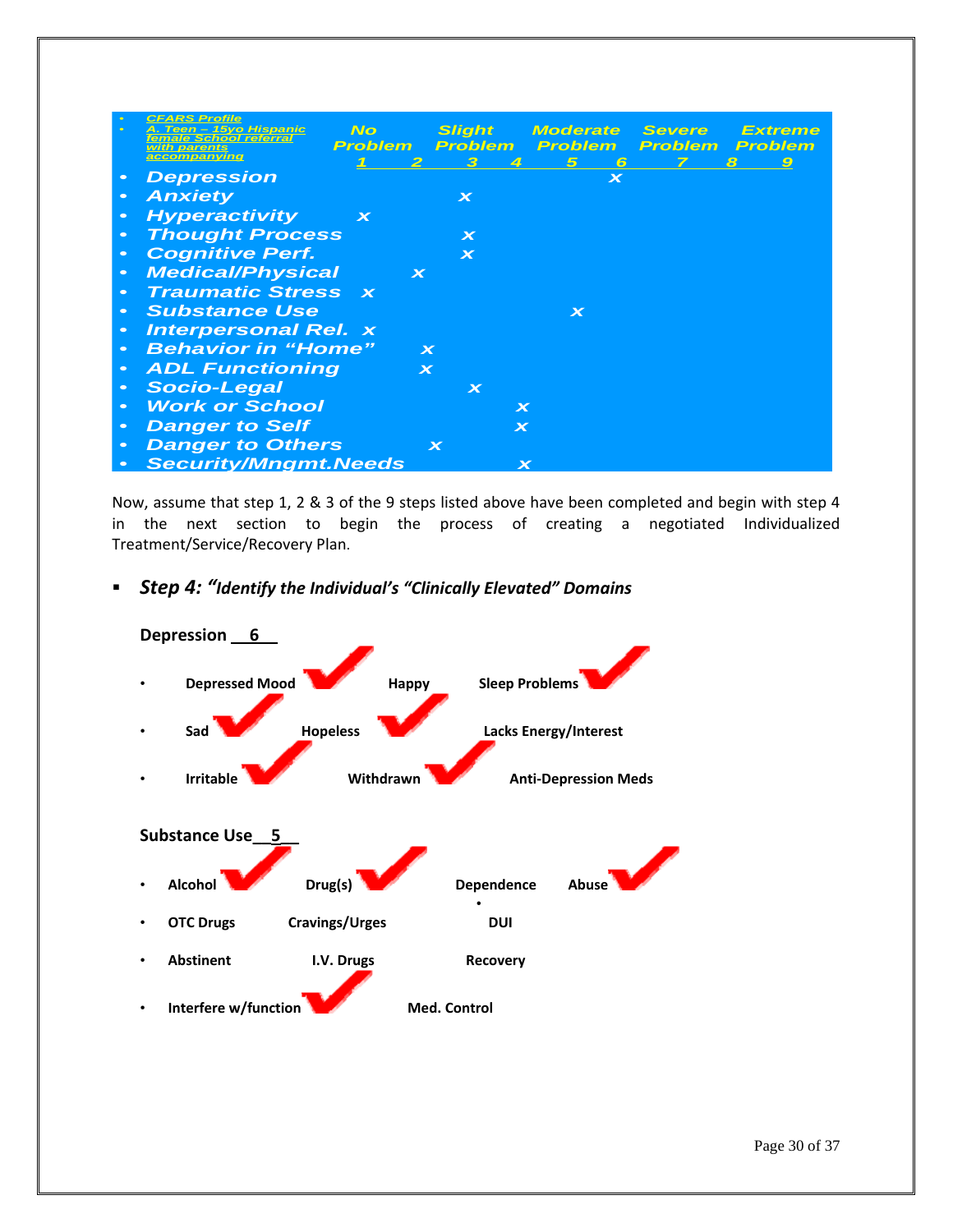- CFARS Profile
- A. Teen – 15yo Hispanic female School referral with parents accompanying

| Domain | No Problem 1 | 2 | Slight Problem 3 | 4 | Moderate Problem 5 | 6 | Severe Problem 7 | 8 | Extreme Problem 9 |
|---|---|---|---|---|---|---|---|---|---|
| Depression | | | | | | x | | | |
| Anxiety | | | x | | | | | | |
| Hyperactivity | x | | | | | | | | |
| Thought Process | | | x | | | | | | |
| Cognitive Perf. | | | x | | | | | | |
| Medical/Physical | | x | | | | | | | |
| Traumatic Stress | x | | | | | | | | |
| Substance Use | | | | | x | | | | |
| Interpersonal Rel. | x | | | | | | | | |
| Behavior in "Home" | | x | | | | | | | |
| ADL Functioning | | x | | | | | | | |
| Socio-Legal | | | x | | | | | | |
| Work or School | | | | x | | | | | |
| Danger to Self | | | | x | | | | | |
| Danger to Others | | x | | | | | | | |
| Security/Mngmt.Needs | | | | x | | | | | |

Now, assume that step 1, 2 & 3 of the 9 steps listed above have been completed and begin with step 4 in the next section to begin the process of creating a negotiated Individualized Treatment/Service/Recovery Plan.

- ***Step 4: "Identify the Individual's "Clinically Elevated" Domains***

**Depression \_\_6\_\_**

- **Depressed Mood** ✓ **Happy** **Sleep Problems** ✓
- **Sad** ✓ **Hopeless** ✓ **Lacks Energy/Interest**
- **Irritable** ✓ **Withdrawn** ✓ **Anti-Depression Meds**

**Substance Use\_\_5\_\_**

- **Alcohol** ✓ **Drug(s)** ✓ **Dependence** **Abuse** ✓
- **OTC Drugs** **Cravings/Urges** **DUI**
- **Abstinent** **I.V. Drugs** **Recovery**
- **Interfere w/function** ✓ **Med. Control**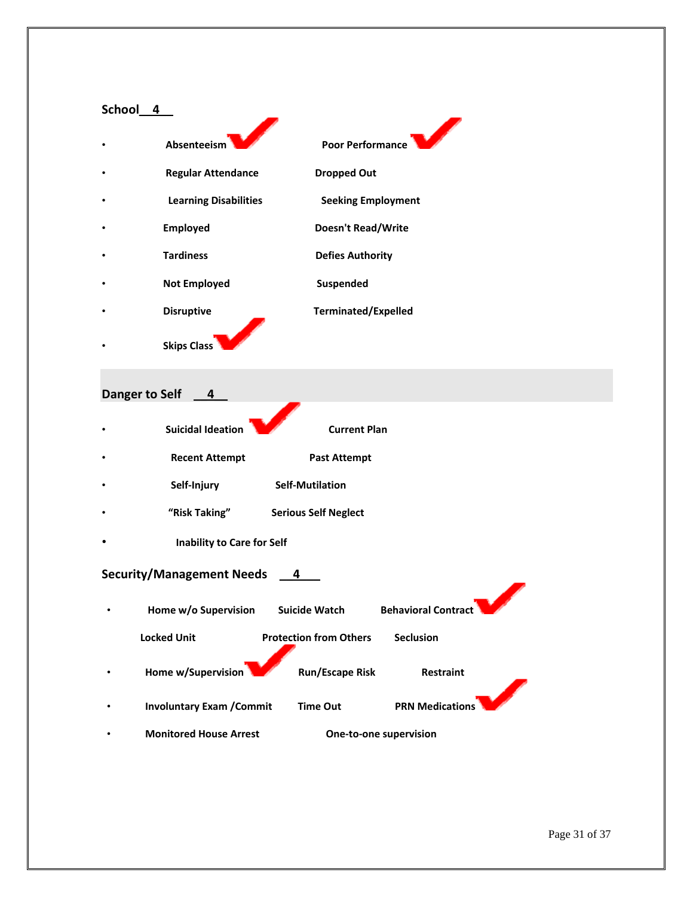**School 4**

- Absenteeism ✓ | Poor Performance ✓
- Regular Attendance | Dropped Out
- Learning Disabilities | Seeking Employment
- Employed | Doesn't Read/Write
- Tardiness | Defies Authority
- Not Employed | Suspended
- Disruptive | Terminated/Expelled
- Skips Class ✓

**Danger to Self 4**

- Suicidal Ideation ✓ | Current Plan
- Recent Attempt | Past Attempt
- Self-Injury | Self-Mutilation
- "Risk Taking" | Serious Self Neglect
- Inability to Care for Self

**Security/Management Needs 4**

- Home w/o Supervision | Suicide Watch | Behavioral Contract ✓

  Locked Unit | Protection from Others | Seclusion
- Home w/Supervision ✓ | Run/Escape Risk | Restraint
- Involuntary Exam /Commit | Time Out | PRN Medications ✓
- Monitored House Arrest | One-to-one supervision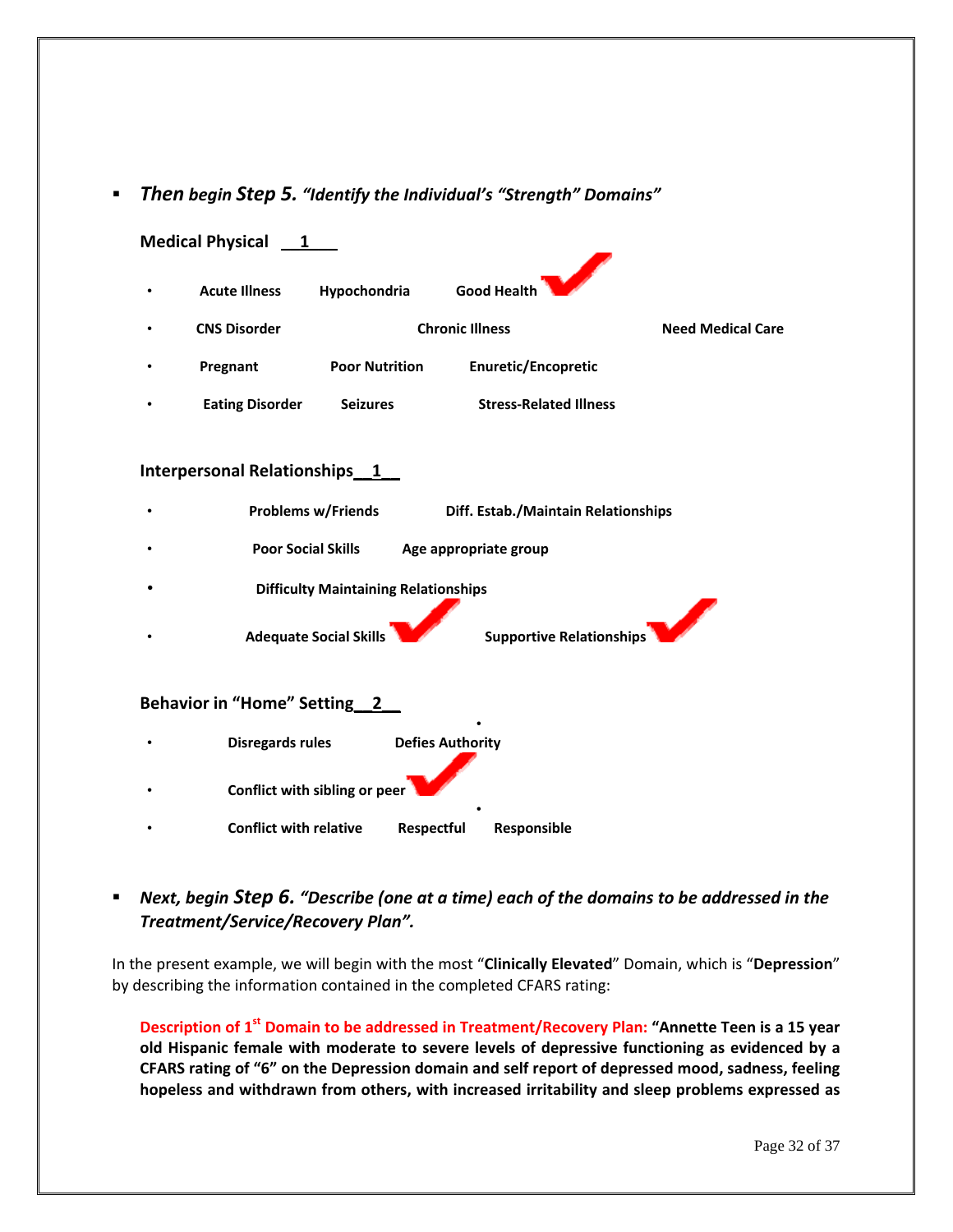- ***Then** begin **Step 5.** "Identify the Individual's "Strength" Domains"*

**Medical Physical 1**

- **Acute Illness** **Hypochondria** **Good Health** ✓
- **CNS Disorder** **Chronic Illness** **Need Medical Care**
- **Pregnant** **Poor Nutrition** **Enuretic/Encopretic**
- **Eating Disorder** **Seizures** **Stress-Related Illness**

**Interpersonal Relationships 1**

- **Problems w/Friends** **Diff. Estab./Maintain Relationships**
- **Poor Social Skills** **Age appropriate group**
- **Difficulty Maintaining Relationships**
- **Adequate Social Skills** ✓ **Supportive Relationships** ✓

**Behavior in "Home" Setting 2**

- **Disregards rules** **Defies Authority**
- **Conflict with sibling or peer** ✓
- **Conflict with relative** **Respectful** **Responsible**

- ***Next, begin Step 6. "Describe (one at a time) each of the domains to be addressed in the Treatment/Service/Recovery Plan".***

In the present example, we will begin with the most "**Clinically Elevated**" Domain, which is "**Depression**" by describing the information contained in the completed CFARS rating:

> **Description of 1st Domain to be addressed in Treatment/Recovery Plan: "Annette Teen is a 15 year old Hispanic female with moderate to severe levels of depressive functioning as evidenced by a CFARS rating of "6" on the Depression domain and self report of depressed mood, sadness, feeling hopeless and withdrawn from others, with increased irritability and sleep problems expressed as**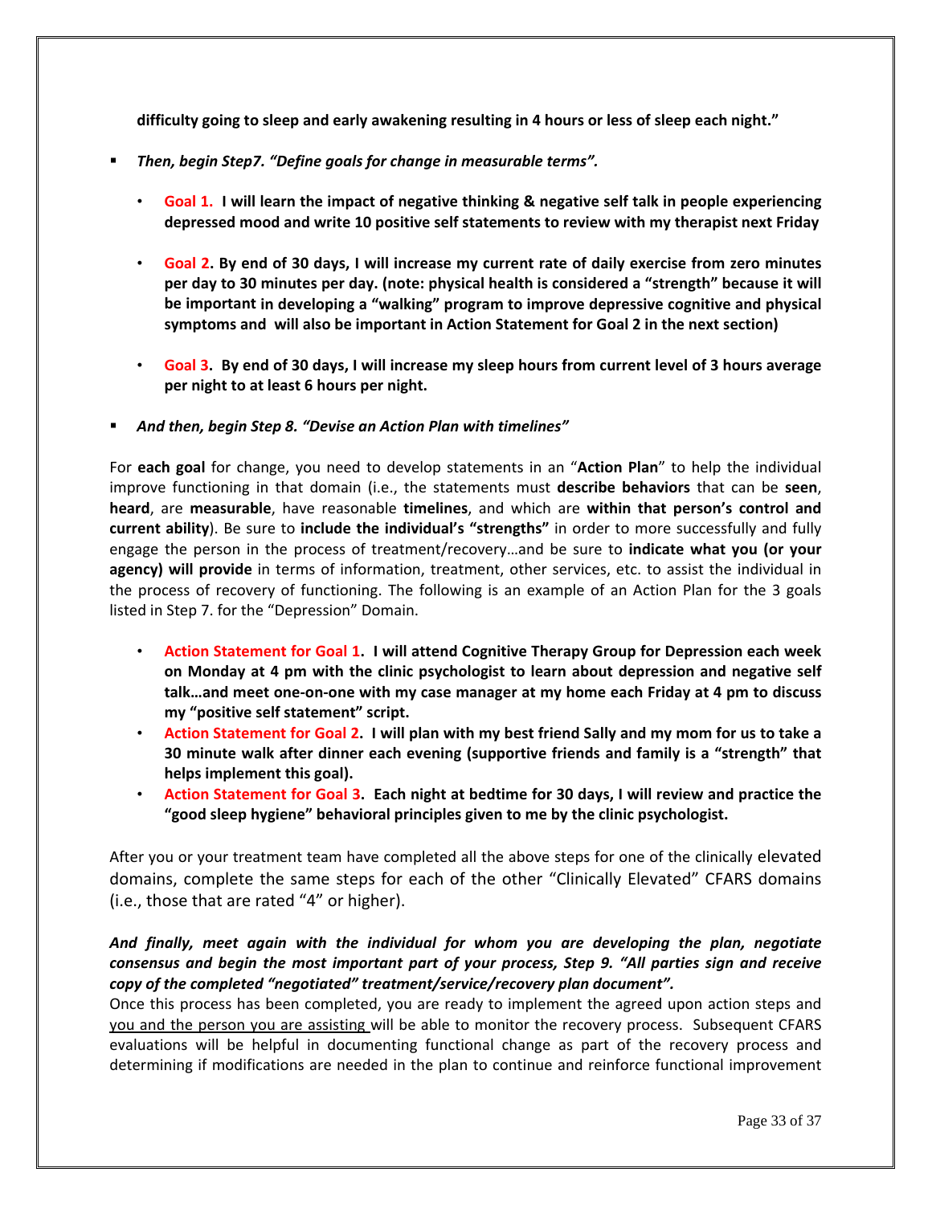**difficulty going to sleep and early awakening resulting in 4 hours or less of sleep each night."**

- ***Then, begin Step7. "Define goals for change in measurable terms".***

  - **Goal 1. I will learn the impact of negative thinking & negative self talk in people experiencing depressed mood and write 10 positive self statements to review with my therapist next Friday**

  - **Goal 2. By end of 30 days, I will increase my current rate of daily exercise from zero minutes per day to 30 minutes per day. (note: physical health is considered a "strength" because it will be important in developing a "walking" program to improve depressive cognitive and physical symptoms and will also be important in Action Statement for Goal 2 in the next section)**

  - **Goal 3. By end of 30 days, I will increase my sleep hours from current level of 3 hours average per night to at least 6 hours per night.**

- ***And then, begin Step 8. "Devise an Action Plan with timelines"***

For **each goal** for change, you need to develop statements in an "**Action Plan**" to help the individual improve functioning in that domain (i.e., the statements must **describe behaviors** that can be **seen**, **heard**, are **measurable**, have reasonable **timelines**, and which are **within that person's control and current ability**). Be sure to **include the individual's "strengths"** in order to more successfully and fully engage the person in the process of treatment/recovery…and be sure to **indicate what you (or your agency) will provide** in terms of information, treatment, other services, etc. to assist the individual in the process of recovery of functioning. The following is an example of an Action Plan for the 3 goals listed in Step 7. for the "Depression" Domain.

- **Action Statement for Goal 1. I will attend Cognitive Therapy Group for Depression each week on Monday at 4 pm with the clinic psychologist to learn about depression and negative self talk…and meet one-on-one with my case manager at my home each Friday at 4 pm to discuss my "positive self statement" script.**
- **Action Statement for Goal 2. I will plan with my best friend Sally and my mom for us to take a 30 minute walk after dinner each evening (supportive friends and family is a "strength" that helps implement this goal).**
- **Action Statement for Goal 3. Each night at bedtime for 30 days, I will review and practice the "good sleep hygiene" behavioral principles given to me by the clinic psychologist.**

After you or your treatment team have completed all the above steps for one of the clinically elevated domains, complete the same steps for each of the other "Clinically Elevated" CFARS domains (i.e., those that are rated "4" or higher).

***And finally, meet again with the individual for whom you are developing the plan, negotiate consensus and begin the most important part of your process, Step 9. "All parties sign and receive copy of the completed "negotiated" treatment/service/recovery plan document".***

Once this process has been completed, you are ready to implement the agreed upon action steps and you and the person you are assisting will be able to monitor the recovery process. Subsequent CFARS evaluations will be helpful in documenting functional change as part of the recovery process and determining if modifications are needed in the plan to continue and reinforce functional improvement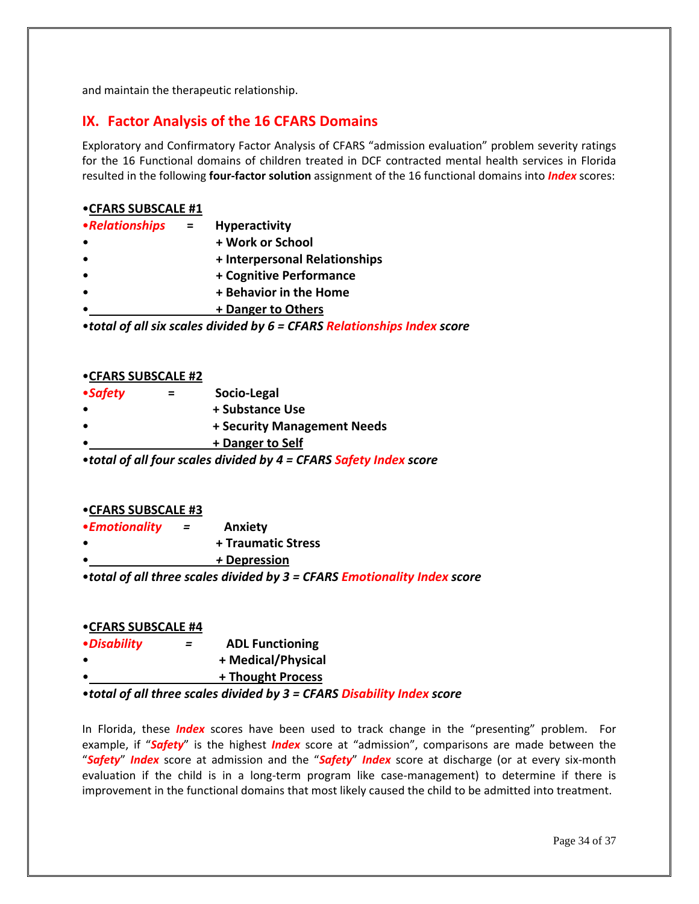and maintain the therapeutic relationship.

## IX. Factor Analysis of the 16 CFARS Domains

Exploratory and Confirmatory Factor Analysis of CFARS "admission evaluation" problem severity ratings for the 16 Functional domains of children treated in DCF contracted mental health services in Florida resulted in the following **four-factor solution** assignment of the 16 functional domains into ***Index*** scores:

- **CFARS SUBSCALE #1**
- ***Relationships*** **= Hyperactivity**
- **+ Work or School**
- **+ Interpersonal Relationships**
- **+ Cognitive Performance**
- **+ Behavior in the Home**
- **+ Danger to Others**
- ***total of all six scales divided by 6 = CFARS Relationships Index score***

- **CFARS SUBSCALE #2**
- ***Safety*** **= Socio-Legal**
- **+ Substance Use**
- **+ Security Management Needs**
- **+ Danger to Self**
- ***total of all four scales divided by 4 = CFARS Safety Index score***

- **CFARS SUBSCALE #3**
- ***Emotionality*** **= Anxiety**
- **+ Traumatic Stress**
- **+ Depression**
- ***total of all three scales divided by 3 = CFARS Emotionality Index score***

- **CFARS SUBSCALE #4**
- ***Disability*** **= ADL Functioning**
- **+ Medical/Physical**
- **+ Thought Process**
- ***total of all three scales divided by 3 = CFARS Disability Index score***

In Florida, these ***Index*** scores have been used to track change in the "presenting" problem. For example, if "***Safety***" is the highest ***Index*** score at "admission", comparisons are made between the "***Safety***" ***Index*** score at admission and the "***Safety***" ***Index*** score at discharge (or at every six-month evaluation if the child is in a long-term program like case-management) to determine if there is improvement in the functional domains that most likely caused the child to be admitted into treatment.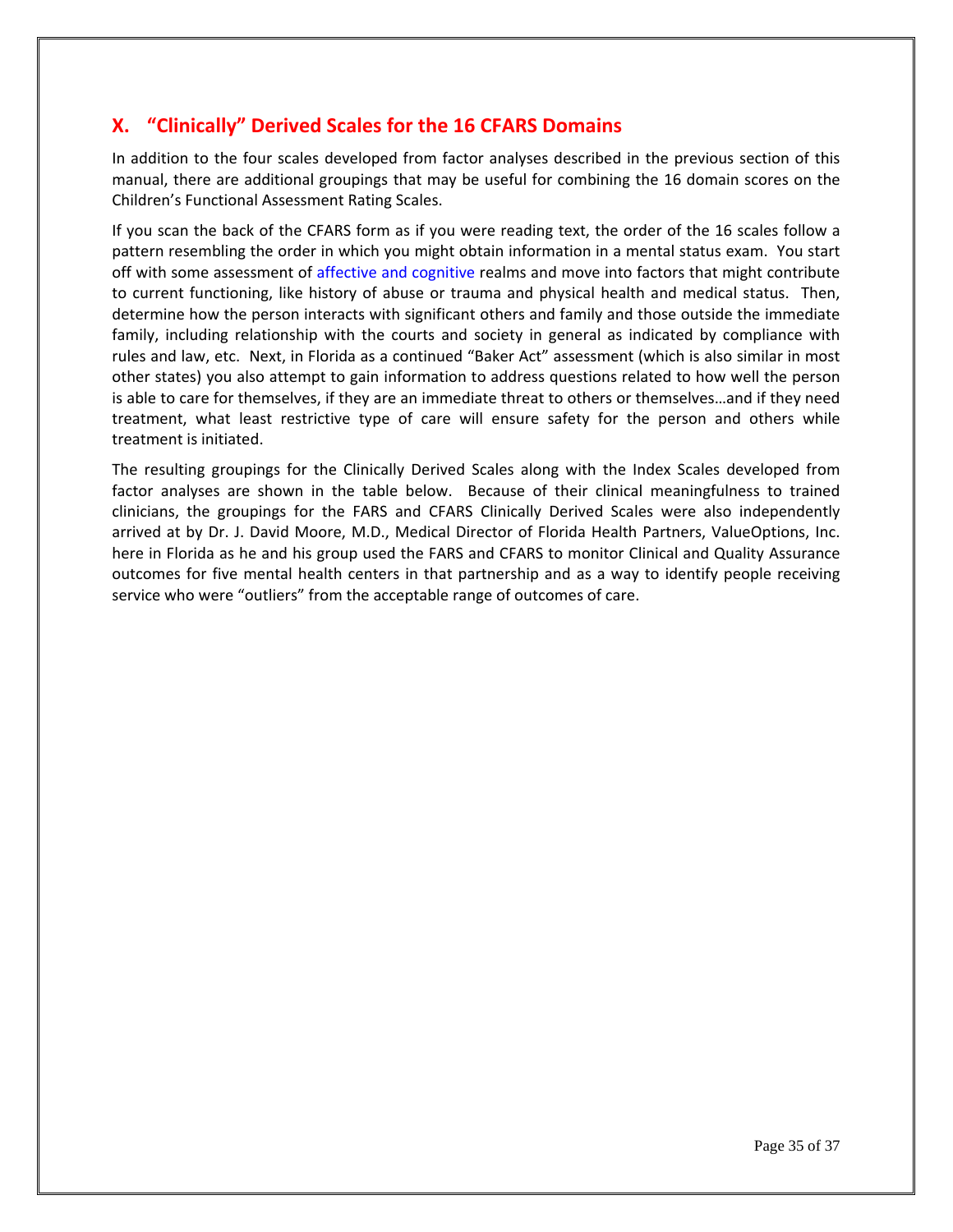## X. "Clinically" Derived Scales for the 16 CFARS Domains

In addition to the four scales developed from factor analyses described in the previous section of this manual, there are additional groupings that may be useful for combining the 16 domain scores on the Children's Functional Assessment Rating Scales.

If you scan the back of the CFARS form as if you were reading text, the order of the 16 scales follow a pattern resembling the order in which you might obtain information in a mental status exam. You start off with some assessment of affective and cognitive realms and move into factors that might contribute to current functioning, like history of abuse or trauma and physical health and medical status. Then, determine how the person interacts with significant others and family and those outside the immediate family, including relationship with the courts and society in general as indicated by compliance with rules and law, etc. Next, in Florida as a continued "Baker Act" assessment (which is also similar in most other states) you also attempt to gain information to address questions related to how well the person is able to care for themselves, if they are an immediate threat to others or themselves…and if they need treatment, what least restrictive type of care will ensure safety for the person and others while treatment is initiated.

The resulting groupings for the Clinically Derived Scales along with the Index Scales developed from factor analyses are shown in the table below. Because of their clinical meaningfulness to trained clinicians, the groupings for the FARS and CFARS Clinically Derived Scales were also independently arrived at by Dr. J. David Moore, M.D., Medical Director of Florida Health Partners, ValueOptions, Inc. here in Florida as he and his group used the FARS and CFARS to monitor Clinical and Quality Assurance outcomes for five mental health centers in that partnership and as a way to identify people receiving service who were "outliers" from the acceptable range of outcomes of care.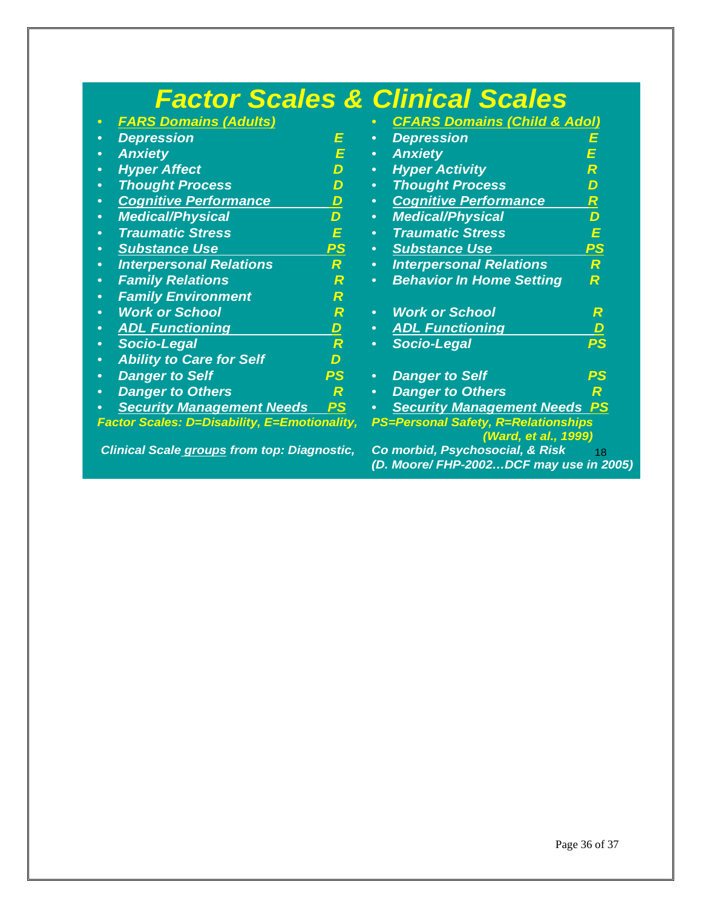# Factor Scales & Clinical Scales

| FARS Domains (Adults) | | CFARS Domains (Child & Adol) | |
|---|---|---|---|
| Depression | E | Depression | E |
| Anxiety | E | Anxiety | E |
| Hyper Affect | D | Hyper Activity | R |
| Thought Process | D | Thought Process | D |
| Cognitive Performance | D | Cognitive Performance | R |
| Medical/Physical | D | Medical/Physical | D |
| Traumatic Stress | E | Traumatic Stress | E |
| Substance Use | PS | Substance Use | PS |
| Interpersonal Relations | R | Interpersonal Relations | R |
| Family Relations | R | Behavior In Home Setting | R |
| Family Environment | R | | |
| Work or School | R | Work or School | R |
| ADL Functioning | D | ADL Functioning | D |
| Socio-Legal | R | Socio-Legal | PS |
| Ability to Care for Self | D | | |
| Danger to Self | PS | Danger to Self | PS |
| Danger to Others | R | Danger to Others | R |
| Security Management Needs | PS | Security Management Needs | PS |

*Factor Scales: D=Disability, E=Emotionality, PS=Personal Safety, R=Relationships (Ward, et al., 1999)*

*Clinical Scale groups from top: Diagnostic, Co morbid, Psychosocial, & Risk (D. Moore/ FHP-2002…DCF may use in 2005)*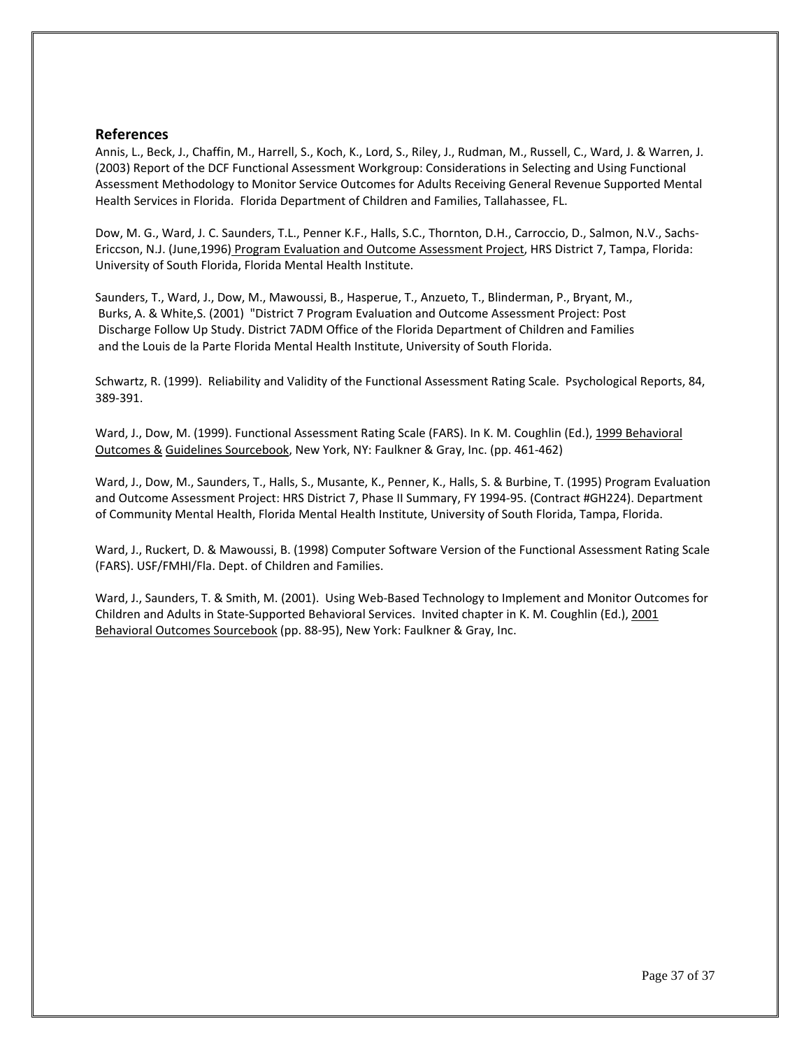## References

Annis, L., Beck, J., Chaffin, M., Harrell, S., Koch, K., Lord, S., Riley, J., Rudman, M., Russell, C., Ward, J. & Warren, J. (2003) Report of the DCF Functional Assessment Workgroup: Considerations in Selecting and Using Functional Assessment Methodology to Monitor Service Outcomes for Adults Receiving General Revenue Supported Mental Health Services in Florida. Florida Department of Children and Families, Tallahassee, FL.

Dow, M. G., Ward, J. C. Saunders, T.L., Penner K.F., Halls, S.C., Thornton, D.H., Carroccio, D., Salmon, N.V., Sachs-Ericcson, N.J. (June,1996) Program Evaluation and Outcome Assessment Project, HRS District 7, Tampa, Florida: University of South Florida, Florida Mental Health Institute.

Saunders, T., Ward, J., Dow, M., Mawoussi, B., Hasperue, T., Anzueto, T., Blinderman, P., Bryant, M., Burks, A. & White,S. (2001) "District 7 Program Evaluation and Outcome Assessment Project: Post Discharge Follow Up Study. District 7ADM Office of the Florida Department of Children and Families and the Louis de la Parte Florida Mental Health Institute, University of South Florida.

Schwartz, R. (1999). Reliability and Validity of the Functional Assessment Rating Scale. Psychological Reports, 84, 389-391.

Ward, J., Dow, M. (1999). Functional Assessment Rating Scale (FARS). In K. M. Coughlin (Ed.), 1999 Behavioral Outcomes & Guidelines Sourcebook, New York, NY: Faulkner & Gray, Inc. (pp. 461-462)

Ward, J., Dow, M., Saunders, T., Halls, S., Musante, K., Penner, K., Halls, S. & Burbine, T. (1995) Program Evaluation and Outcome Assessment Project: HRS District 7, Phase II Summary, FY 1994-95. (Contract #GH224). Department of Community Mental Health, Florida Mental Health Institute, University of South Florida, Tampa, Florida.

Ward, J., Ruckert, D. & Mawoussi, B. (1998) Computer Software Version of the Functional Assessment Rating Scale (FARS). USF/FMHI/Fla. Dept. of Children and Families.

Ward, J., Saunders, T. & Smith, M. (2001). Using Web-Based Technology to Implement and Monitor Outcomes for Children and Adults in State-Supported Behavioral Services. Invited chapter in K. M. Coughlin (Ed.), 2001 Behavioral Outcomes Sourcebook (pp. 88-95), New York: Faulkner & Gray, Inc.